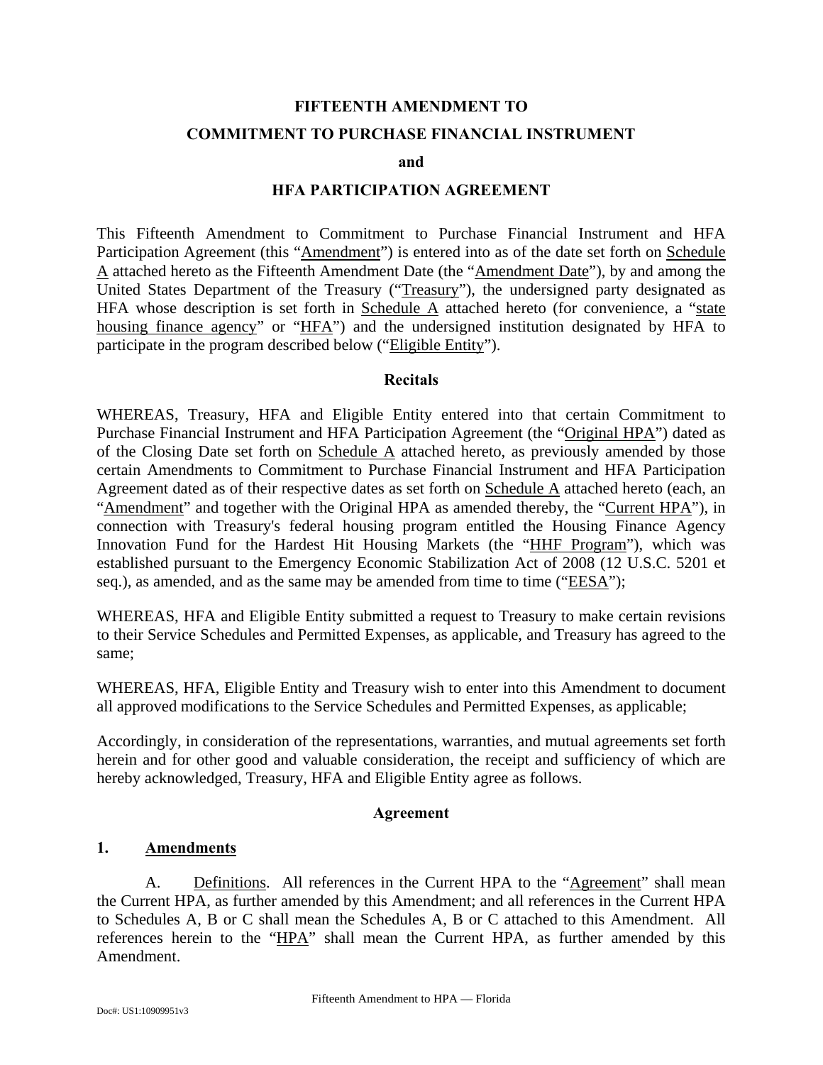# FIFTEENTH AMENDMENT TO
# COMMITMENT TO PURCHASE FINANCIAL INSTRUMENT
# and
# HFA PARTICIPATION AGREEMENT

This Fifteenth Amendment to Commitment to Purchase Financial Instrument and HFA Participation Agreement (this "Amendment") is entered into as of the date set forth on Schedule A attached hereto as the Fifteenth Amendment Date (the "Amendment Date"), by and among the United States Department of the Treasury ("Treasury"), the undersigned party designated as HFA whose description is set forth in Schedule A attached hereto (for convenience, a "state housing finance agency" or "HFA") and the undersigned institution designated by HFA to participate in the program described below ("Eligible Entity").

## Recitals

WHEREAS, Treasury, HFA and Eligible Entity entered into that certain Commitment to Purchase Financial Instrument and HFA Participation Agreement (the "Original HPA") dated as of the Closing Date set forth on Schedule A attached hereto, as previously amended by those certain Amendments to Commitment to Purchase Financial Instrument and HFA Participation Agreement dated as of their respective dates as set forth on Schedule A attached hereto (each, an "Amendment" and together with the Original HPA as amended thereby, the "Current HPA"), in connection with Treasury's federal housing program entitled the Housing Finance Agency Innovation Fund for the Hardest Hit Housing Markets (the "HHF Program"), which was established pursuant to the Emergency Economic Stabilization Act of 2008 (12 U.S.C. 5201 et seq.), as amended, and as the same may be amended from time to time ("EESA");

WHEREAS, HFA and Eligible Entity submitted a request to Treasury to make certain revisions to their Service Schedules and Permitted Expenses, as applicable, and Treasury has agreed to the same;

WHEREAS, HFA, Eligible Entity and Treasury wish to enter into this Amendment to document all approved modifications to the Service Schedules and Permitted Expenses, as applicable;

Accordingly, in consideration of the representations, warranties, and mutual agreements set forth herein and for other good and valuable consideration, the receipt and sufficiency of which are hereby acknowledged, Treasury, HFA and Eligible Entity agree as follows.

## Agreement

### 1. Amendments

A. Definitions. All references in the Current HPA to the "Agreement" shall mean the Current HPA, as further amended by this Amendment; and all references in the Current HPA to Schedules A, B or C shall mean the Schedules A, B or C attached to this Amendment. All references herein to the "HPA" shall mean the Current HPA, as further amended by this Amendment.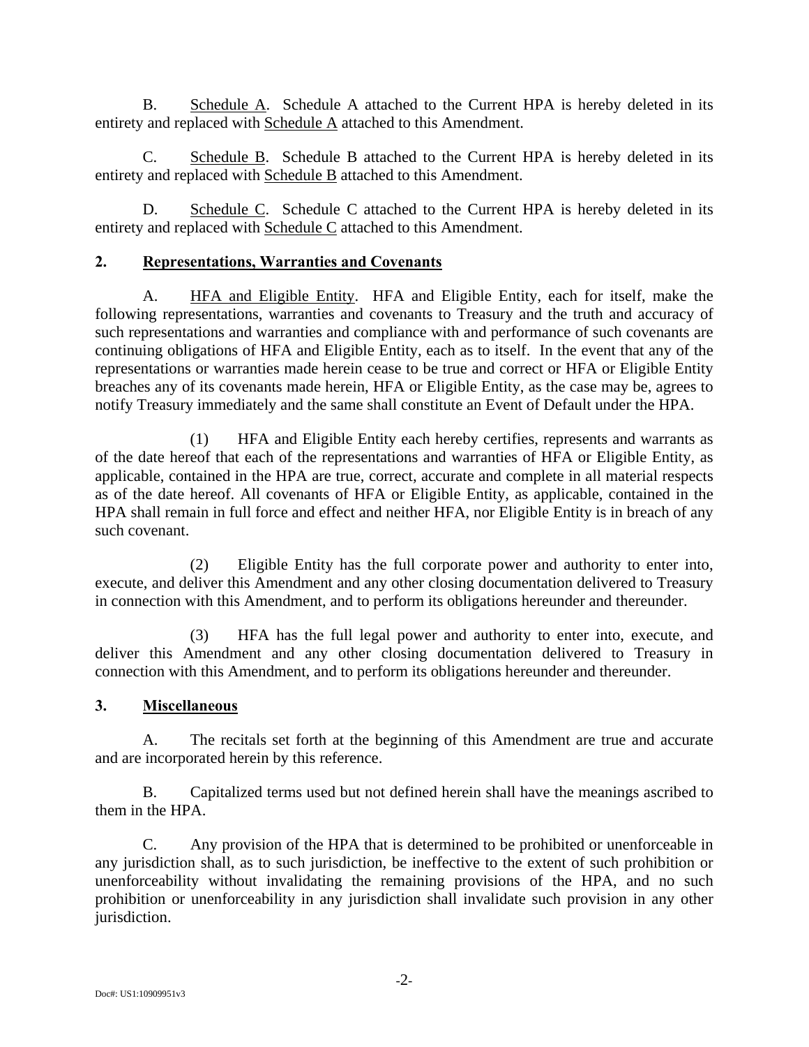B. Schedule A. Schedule A attached to the Current HPA is hereby deleted in its entirety and replaced with Schedule A attached to this Amendment.

C. Schedule B. Schedule B attached to the Current HPA is hereby deleted in its entirety and replaced with Schedule B attached to this Amendment.

D. Schedule C. Schedule C attached to the Current HPA is hereby deleted in its entirety and replaced with Schedule C attached to this Amendment.

## 2. Representations, Warranties and Covenants

A. HFA and Eligible Entity. HFA and Eligible Entity, each for itself, make the following representations, warranties and covenants to Treasury and the truth and accuracy of such representations and warranties and compliance with and performance of such covenants are continuing obligations of HFA and Eligible Entity, each as to itself. In the event that any of the representations or warranties made herein cease to be true and correct or HFA or Eligible Entity breaches any of its covenants made herein, HFA or Eligible Entity, as the case may be, agrees to notify Treasury immediately and the same shall constitute an Event of Default under the HPA.

(1) HFA and Eligible Entity each hereby certifies, represents and warrants as of the date hereof that each of the representations and warranties of HFA or Eligible Entity, as applicable, contained in the HPA are true, correct, accurate and complete in all material respects as of the date hereof. All covenants of HFA or Eligible Entity, as applicable, contained in the HPA shall remain in full force and effect and neither HFA, nor Eligible Entity is in breach of any such covenant.

(2) Eligible Entity has the full corporate power and authority to enter into, execute, and deliver this Amendment and any other closing documentation delivered to Treasury in connection with this Amendment, and to perform its obligations hereunder and thereunder.

(3) HFA has the full legal power and authority to enter into, execute, and deliver this Amendment and any other closing documentation delivered to Treasury in connection with this Amendment, and to perform its obligations hereunder and thereunder.

## 3. Miscellaneous

A. The recitals set forth at the beginning of this Amendment are true and accurate and are incorporated herein by this reference.

B. Capitalized terms used but not defined herein shall have the meanings ascribed to them in the HPA.

C. Any provision of the HPA that is determined to be prohibited or unenforceable in any jurisdiction shall, as to such jurisdiction, be ineffective to the extent of such prohibition or unenforceability without invalidating the remaining provisions of the HPA, and no such prohibition or unenforceability in any jurisdiction shall invalidate such provision in any other jurisdiction.

Doc#: US1:10909951v3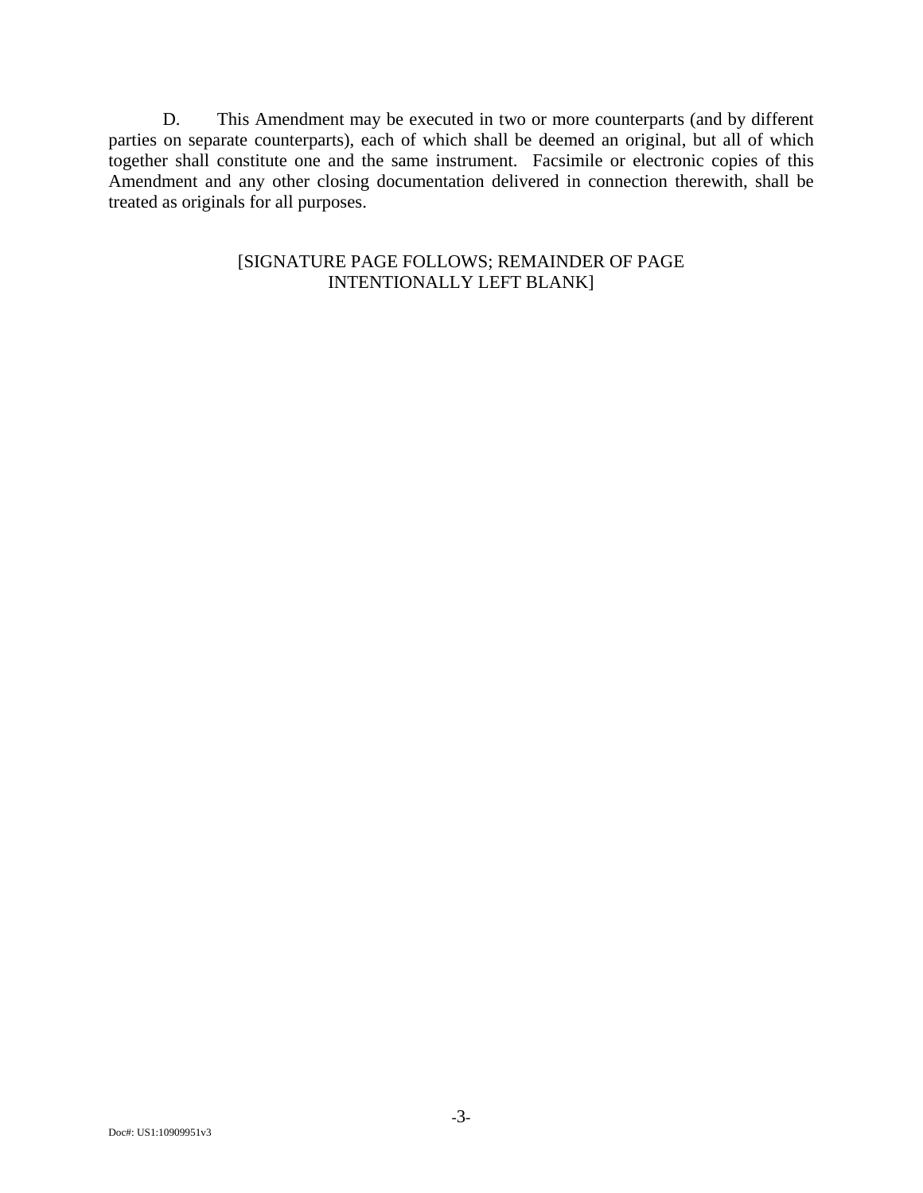D. This Amendment may be executed in two or more counterparts (and by different parties on separate counterparts), each of which shall be deemed an original, but all of which together shall constitute one and the same instrument. Facsimile or electronic copies of this Amendment and any other closing documentation delivered in connection therewith, shall be treated as originals for all purposes.

[SIGNATURE PAGE FOLLOWS; REMAINDER OF PAGE INTENTIONALLY LEFT BLANK]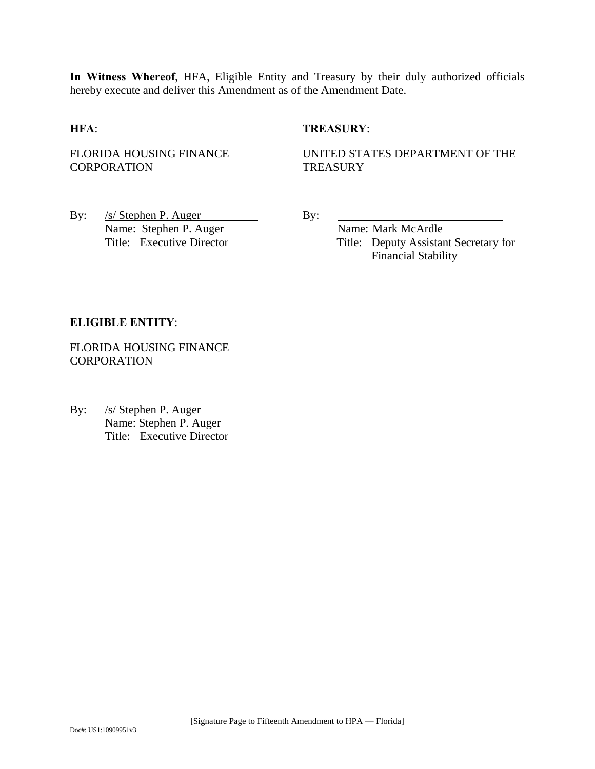**In Witness Whereof**, HFA, Eligible Entity and Treasury by their duly authorized officials hereby execute and deliver this Amendment as of the Amendment Date.

**HFA**:

FLORIDA HOUSING FINANCE CORPORATION

By: /s/ Stephen P. Auger
Name: Stephen P. Auger
Title: Executive Director

**TREASURY**:

UNITED STATES DEPARTMENT OF THE TREASURY

By: ______________________________
Name: Mark McArdle
Title: Deputy Assistant Secretary for Financial Stability

**ELIGIBLE ENTITY**:

FLORIDA HOUSING FINANCE CORPORATION

By: /s/ Stephen P. Auger
Name: Stephen P. Auger
Title: Executive Director

[Signature Page to Fifteenth Amendment to HPA — Florida]

Doc#: US1:10909951v3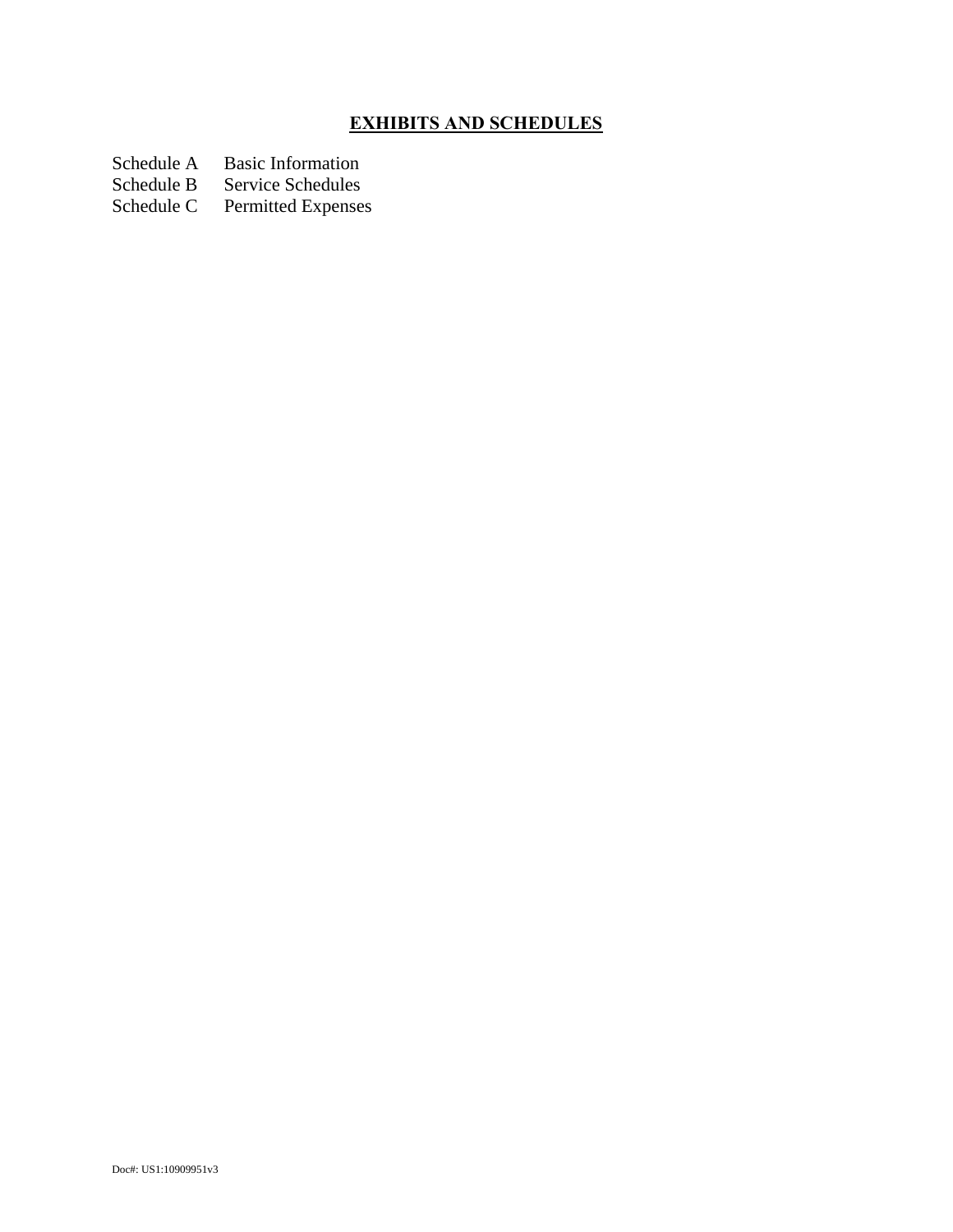## **EXHIBITS AND SCHEDULES**

| | |
|---|---|
| Schedule A | Basic Information |
| Schedule B | Service Schedules |
| Schedule C | Permitted Expenses |

Doc#: US1:10909951v3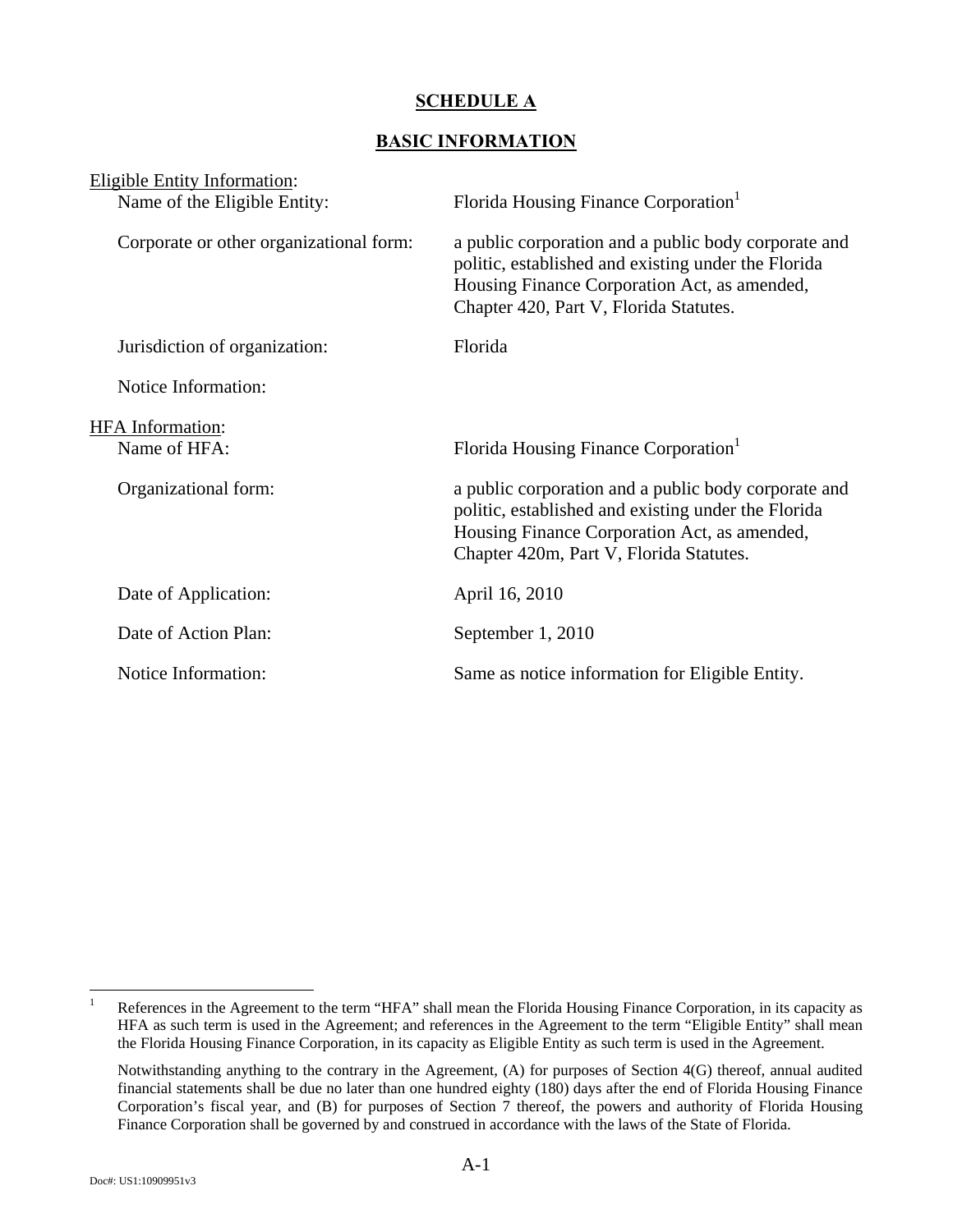# SCHEDULE A

## BASIC INFORMATION

Eligible Entity Information:

| | |
|---|---|
| Name of the Eligible Entity: | Florida Housing Finance Corporation[1] |
| Corporate or other organizational form: | a public corporation and a public body corporate and politic, established and existing under the Florida Housing Finance Corporation Act, as amended, Chapter 420, Part V, Florida Statutes. |
| Jurisdiction of organization: | Florida |
| Notice Information: | |

HFA Information:

| | |
|---|---|
| Name of HFA: | Florida Housing Finance Corporation[1] |
| Organizational form: | a public corporation and a public body corporate and politic, established and existing under the Florida Housing Finance Corporation Act, as amended, Chapter 420m, Part V, Florida Statutes. |
| Date of Application: | April 16, 2010 |
| Date of Action Plan: | September 1, 2010 |
| Notice Information: | Same as notice information for Eligible Entity. |

[1] References in the Agreement to the term "HFA" shall mean the Florida Housing Finance Corporation, in its capacity as HFA as such term is used in the Agreement; and references in the Agreement to the term "Eligible Entity" shall mean the Florida Housing Finance Corporation, in its capacity as Eligible Entity as such term is used in the Agreement.

Notwithstanding anything to the contrary in the Agreement, (A) for purposes of Section 4(G) thereof, annual audited financial statements shall be due no later than one hundred eighty (180) days after the end of Florida Housing Finance Corporation's fiscal year, and (B) for purposes of Section 7 thereof, the powers and authority of Florida Housing Finance Corporation shall be governed by and construed in accordance with the laws of the State of Florida.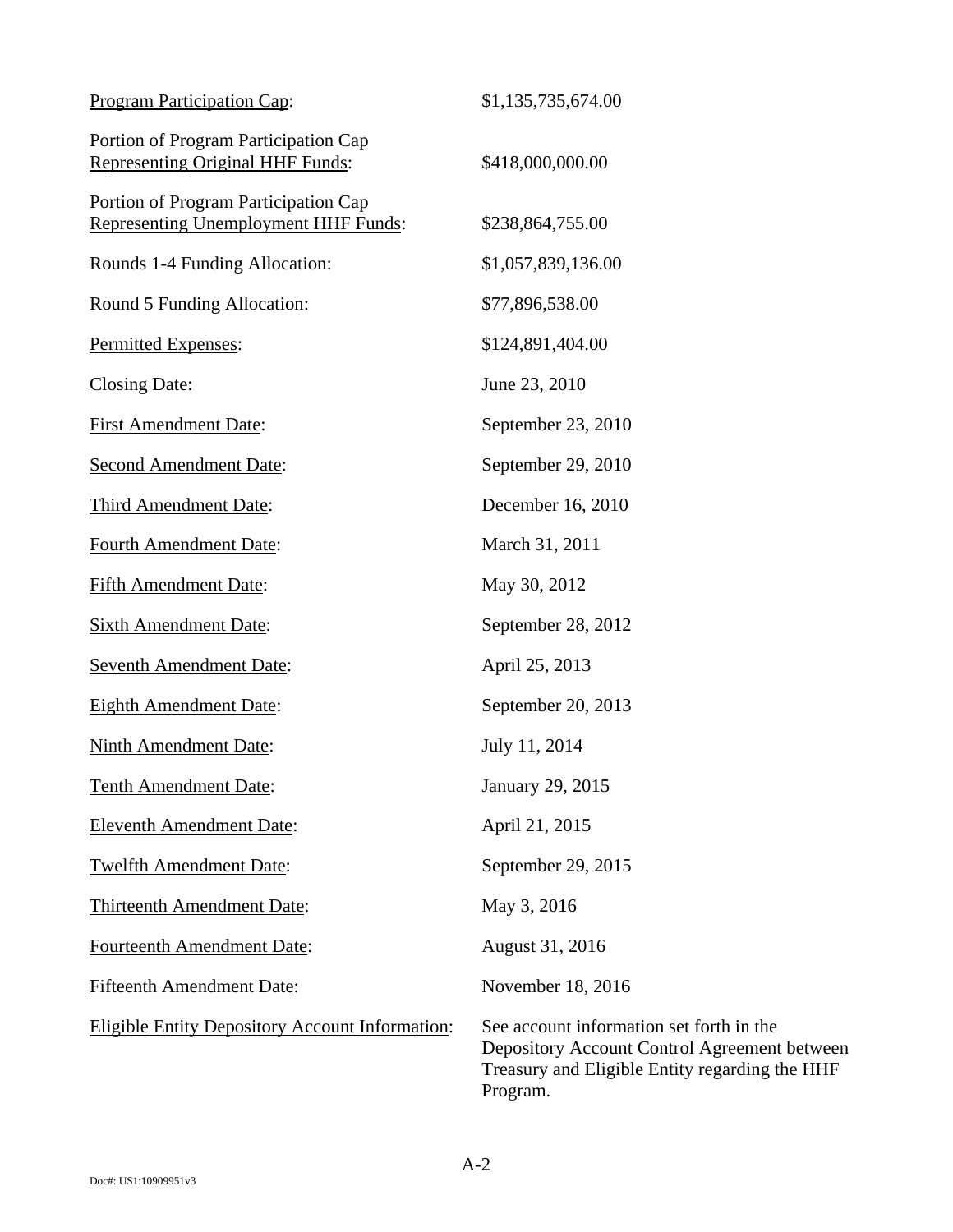| | |
|---|---|
| <u>Program Participation Cap</u>: | $1,135,735,674.00 |
| Portion of Program Participation Cap <u>Representing Original HHF Funds</u>: | $418,000,000.00 |
| Portion of Program Participation Cap <u>Representing Unemployment HHF Funds</u>: | $238,864,755.00 |
| Rounds 1-4 Funding Allocation: | $1,057,839,136.00 |
| Round 5 Funding Allocation: | $77,896,538.00 |
| <u>Permitted Expenses</u>: | $124,891,404.00 |
| <u>Closing Date</u>: | June 23, 2010 |
| <u>First Amendment Date</u>: | September 23, 2010 |
| <u>Second Amendment Date</u>: | September 29, 2010 |
| <u>Third Amendment Date</u>: | December 16, 2010 |
| <u>Fourth Amendment Date</u>: | March 31, 2011 |
| <u>Fifth Amendment Date</u>: | May 30, 2012 |
| <u>Sixth Amendment Date</u>: | September 28, 2012 |
| <u>Seventh Amendment Date</u>: | April 25, 2013 |
| <u>Eighth Amendment Date</u>: | September 20, 2013 |
| <u>Ninth Amendment Date</u>: | July 11, 2014 |
| <u>Tenth Amendment Date</u>: | January 29, 2015 |
| <u>Eleventh Amendment Date</u>: | April 21, 2015 |
| <u>Twelfth Amendment Date</u>: | September 29, 2015 |
| <u>Thirteenth Amendment Date</u>: | May 3, 2016 |
| <u>Fourteenth Amendment Date</u>: | August 31, 2016 |
| <u>Fifteenth Amendment Date</u>: | November 18, 2016 |
| <u>Eligible Entity Depository Account Information</u>: | See account information set forth in the Depository Account Control Agreement between Treasury and Eligible Entity regarding the HHF Program. |

A-2

Doc#: US1:10909951v3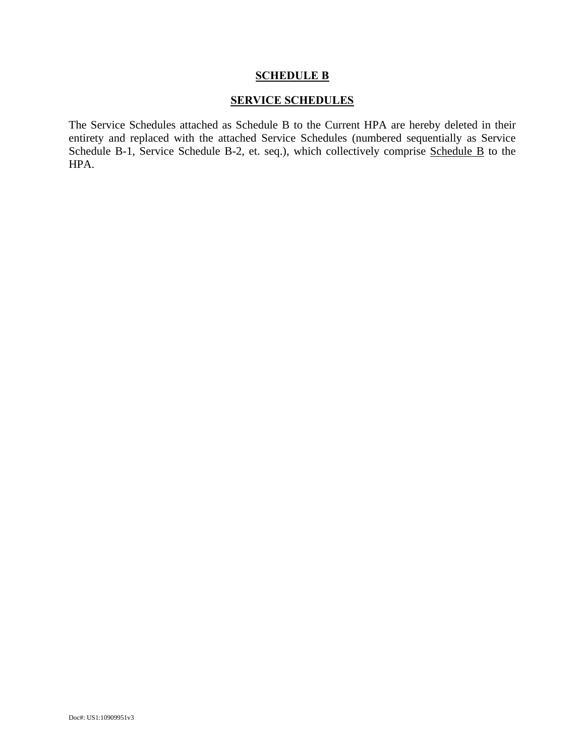# SCHEDULE B

## SERVICE SCHEDULES

The Service Schedules attached as Schedule B to the Current HPA are hereby deleted in their entirety and replaced with the attached Service Schedules (numbered sequentially as Service Schedule B-1, Service Schedule B-2, et. seq.), which collectively comprise <u>Schedule B</u> to the HPA.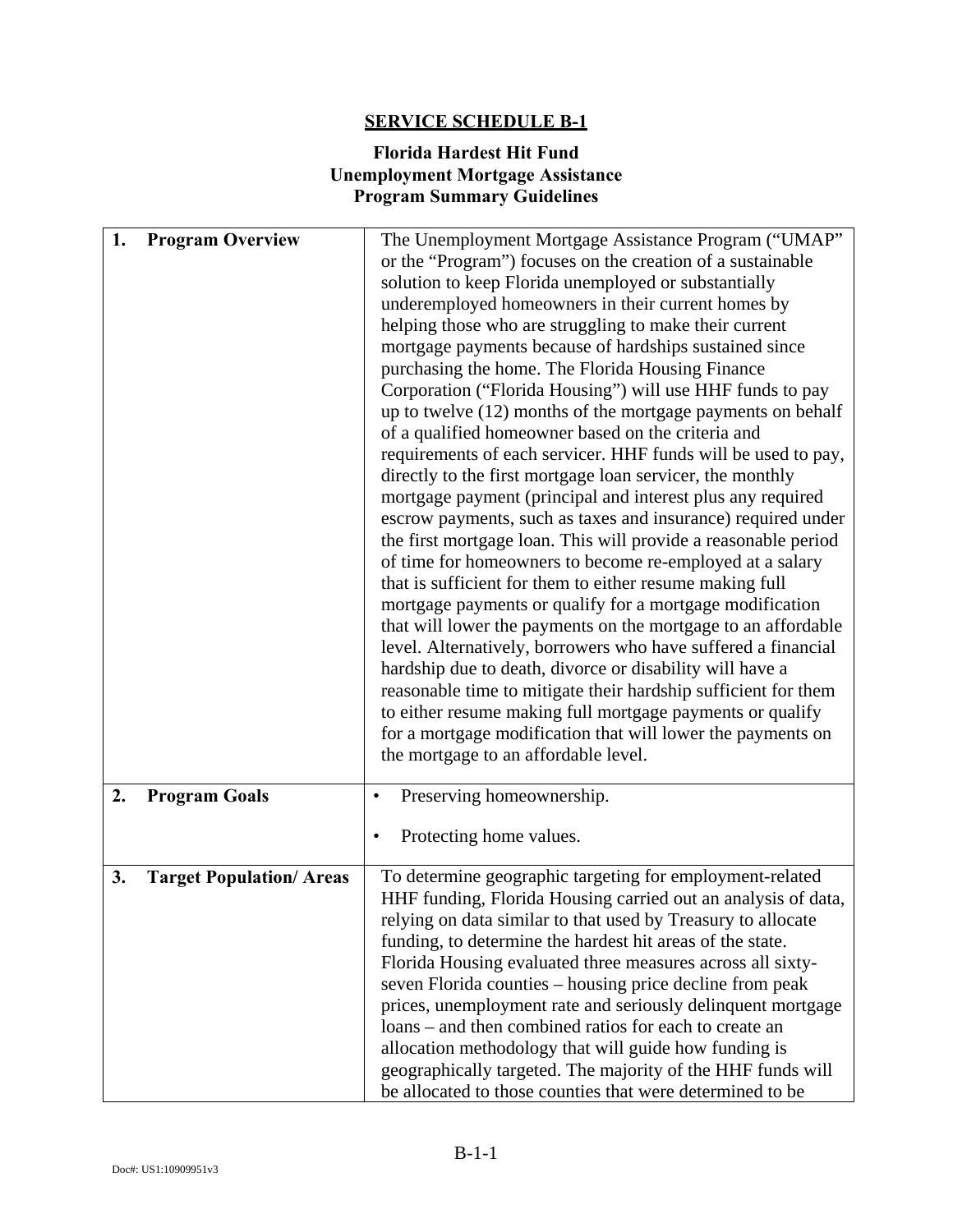## SERVICE SCHEDULE B-1

### Florida Hardest Hit Fund
### Unemployment Mortgage Assistance
### Program Summary Guidelines

| | |
|---|---|
| **1. Program Overview** | The Unemployment Mortgage Assistance Program ("UMAP" or the "Program") focuses on the creation of a sustainable solution to keep Florida unemployed or substantially underemployed homeowners in their current homes by helping those who are struggling to make their current mortgage payments because of hardships sustained since purchasing the home. The Florida Housing Finance Corporation ("Florida Housing") will use HHF funds to pay up to twelve (12) months of the mortgage payments on behalf of a qualified homeowner based on the criteria and requirements of each servicer. HHF funds will be used to pay, directly to the first mortgage loan servicer, the monthly mortgage payment (principal and interest plus any required escrow payments, such as taxes and insurance) required under the first mortgage loan. This will provide a reasonable period of time for homeowners to become re-employed at a salary that is sufficient for them to either resume making full mortgage payments or qualify for a mortgage modification that will lower the payments on the mortgage to an affordable level. Alternatively, borrowers who have suffered a financial hardship due to death, divorce or disability will have a reasonable time to mitigate their hardship sufficient for them to either resume making full mortgage payments or qualify for a mortgage modification that will lower the payments on the mortgage to an affordable level. |
| **2. Program Goals** | • Preserving homeownership.<br>• Protecting home values. |
| **3. Target Population/ Areas** | To determine geographic targeting for employment-related HHF funding, Florida Housing carried out an analysis of data, relying on data similar to that used by Treasury to allocate funding, to determine the hardest hit areas of the state. Florida Housing evaluated three measures across all sixty-seven Florida counties – housing price decline from peak prices, unemployment rate and seriously delinquent mortgage loans – and then combined ratios for each to create an allocation methodology that will guide how funding is geographically targeted. The majority of the HHF funds will be allocated to those counties that were determined to be |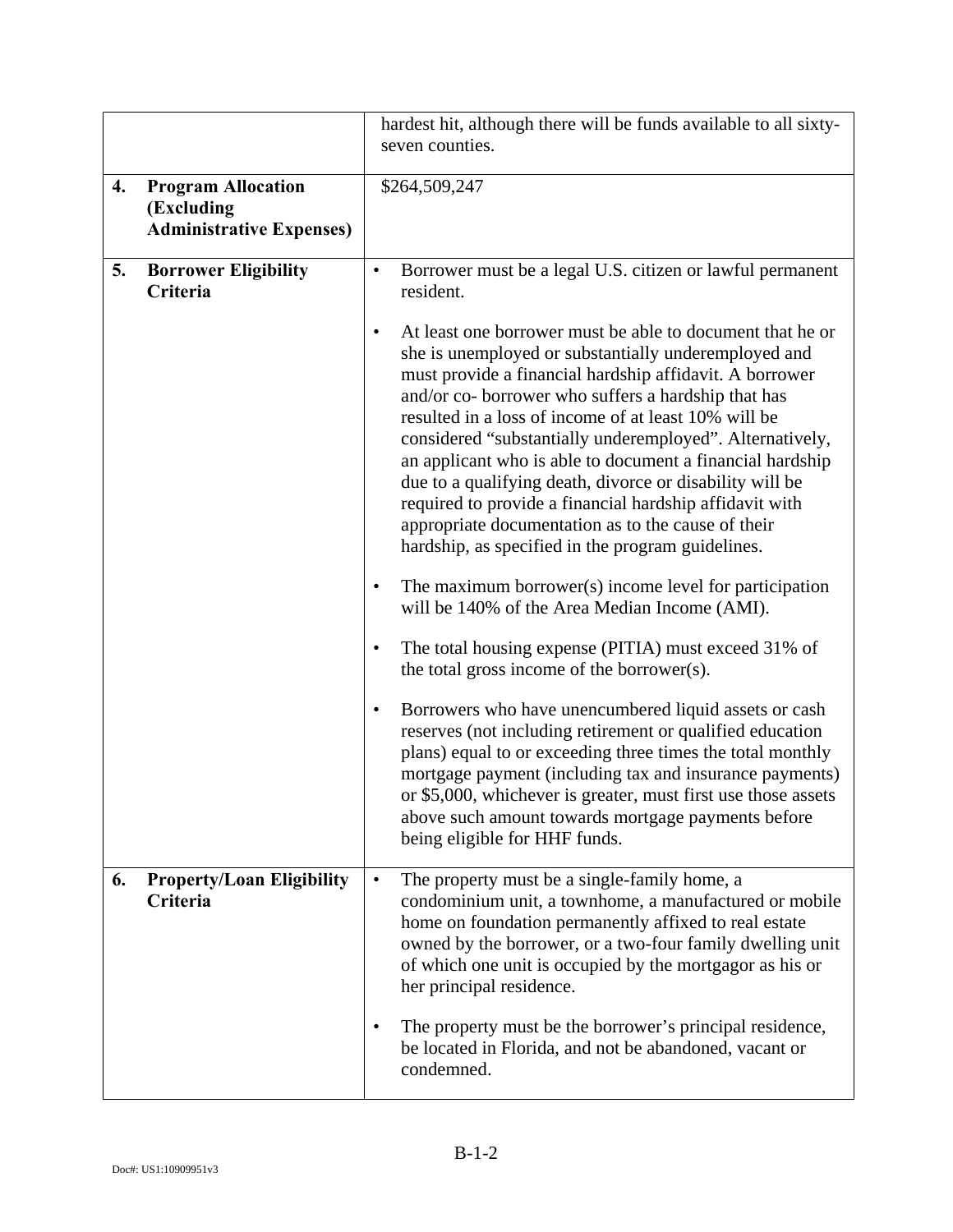| | | |
|---|---|---|
| | | hardest hit, although there will be funds available to all sixty-seven counties. |
| **4.** | **Program Allocation (Excluding Administrative Expenses)** | $264,509,247 |
| **5.** | **Borrower Eligibility Criteria** | • Borrower must be a legal U.S. citizen or lawful permanent resident.<br><br>• At least one borrower must be able to document that he or she is unemployed or substantially underemployed and must provide a financial hardship affidavit. A borrower and/or co- borrower who suffers a hardship that has resulted in a loss of income of at least 10% will be considered "substantially underemployed". Alternatively, an applicant who is able to document a financial hardship due to a qualifying death, divorce or disability will be required to provide a financial hardship affidavit with appropriate documentation as to the cause of their hardship, as specified in the program guidelines.<br><br>• The maximum borrower(s) income level for participation will be 140% of the Area Median Income (AMI).<br><br>• The total housing expense (PITIA) must exceed 31% of the total gross income of the borrower(s).<br><br>• Borrowers who have unencumbered liquid assets or cash reserves (not including retirement or qualified education plans) equal to or exceeding three times the total monthly mortgage payment (including tax and insurance payments) or $5,000, whichever is greater, must first use those assets above such amount towards mortgage payments before being eligible for HHF funds. |
| **6.** | **Property/Loan Eligibility Criteria** | • The property must be a single-family home, a condominium unit, a townhome, a manufactured or mobile home on foundation permanently affixed to real estate owned by the borrower, or a two-four family dwelling unit of which one unit is occupied by the mortgagor as his or her principal residence.<br><br>• The property must be the borrower's principal residence, be located in Florida, and not be abandoned, vacant or condemned. |

Doc#: US1:10909951v3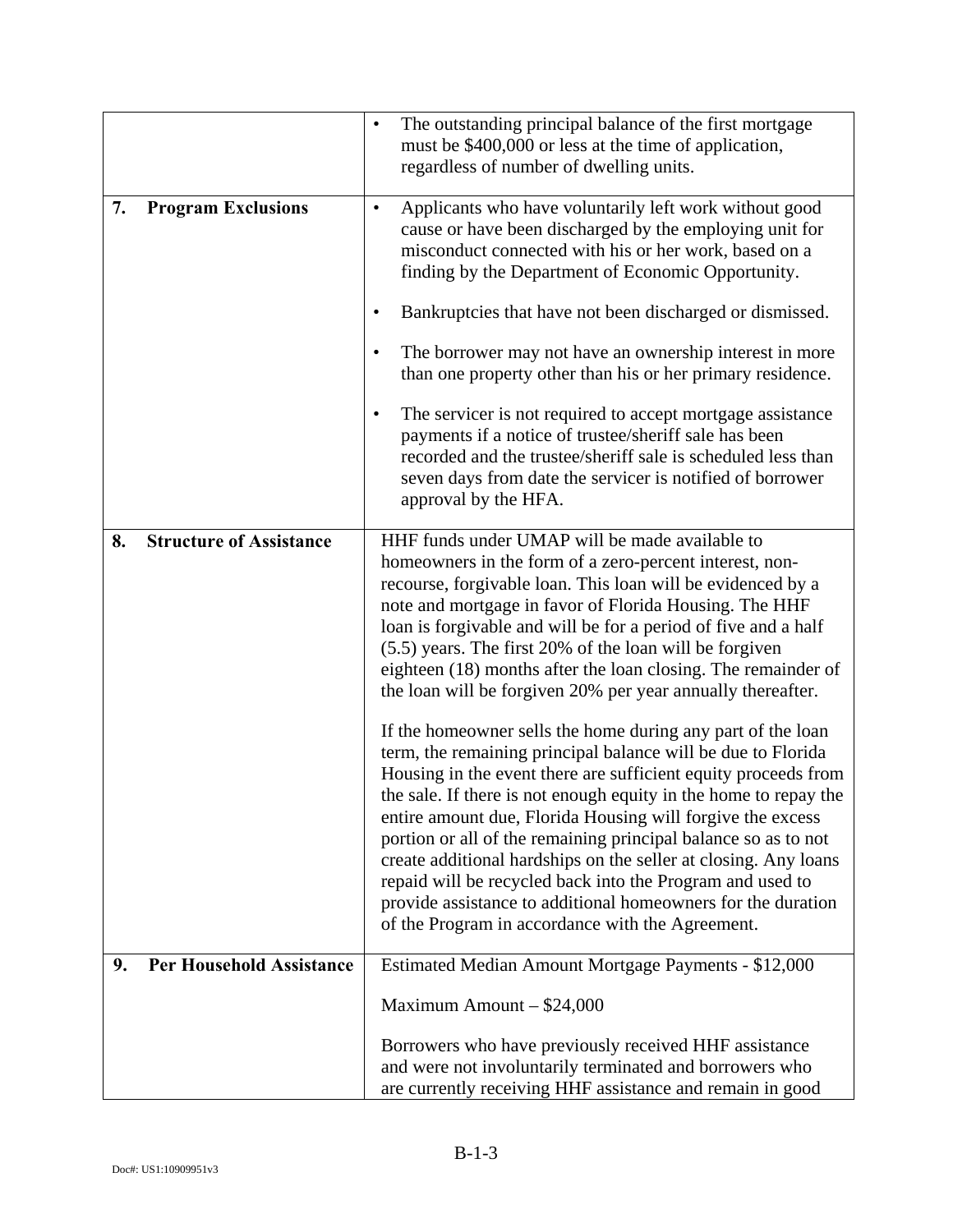| | |
|---|---|
| | • The outstanding principal balance of the first mortgage must be $400,000 or less at the time of application, regardless of number of dwelling units. |
| **7. Program Exclusions** | • Applicants who have voluntarily left work without good cause or have been discharged by the employing unit for misconduct connected with his or her work, based on a finding by the Department of Economic Opportunity.<br><br>• Bankruptcies that have not been discharged or dismissed.<br><br>• The borrower may not have an ownership interest in more than one property other than his or her primary residence.<br><br>• The servicer is not required to accept mortgage assistance payments if a notice of trustee/sheriff sale has been recorded and the trustee/sheriff sale is scheduled less than seven days from date the servicer is notified of borrower approval by the HFA. |
| **8. Structure of Assistance** | HHF funds under UMAP will be made available to homeowners in the form of a zero-percent interest, non-recourse, forgivable loan. This loan will be evidenced by a note and mortgage in favor of Florida Housing. The HHF loan is forgivable and will be for a period of five and a half (5.5) years. The first 20% of the loan will be forgiven eighteen (18) months after the loan closing. The remainder of the loan will be forgiven 20% per year annually thereafter.<br><br>If the homeowner sells the home during any part of the loan term, the remaining principal balance will be due to Florida Housing in the event there are sufficient equity proceeds from the sale. If there is not enough equity in the home to repay the entire amount due, Florida Housing will forgive the excess portion or all of the remaining principal balance so as to not create additional hardships on the seller at closing. Any loans repaid will be recycled back into the Program and used to provide assistance to additional homeowners for the duration of the Program in accordance with the Agreement. |
| **9. Per Household Assistance** | Estimated Median Amount Mortgage Payments - $12,000<br><br>Maximum Amount – $24,000<br><br>Borrowers who have previously received HHF assistance and were not involuntarily terminated and borrowers who are currently receiving HHF assistance and remain in good |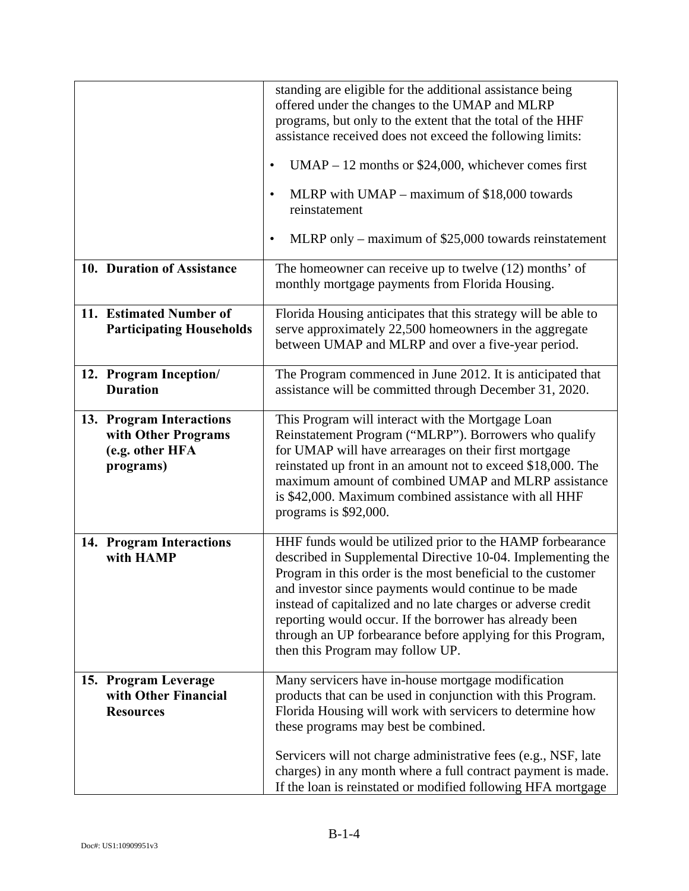| | |
|---|---|
| | standing are eligible for the additional assistance being offered under the changes to the UMAP and MLRP programs, but only to the extent that the total of the HHF assistance received does not exceed the following limits:<br><br>• UMAP – 12 months or $24,000, whichever comes first<br><br>• MLRP with UMAP – maximum of $18,000 towards reinstatement<br><br>• MLRP only – maximum of $25,000 towards reinstatement |
| **10. Duration of Assistance** | The homeowner can receive up to twelve (12) months' of monthly mortgage payments from Florida Housing. |
| **11. Estimated Number of Participating Households** | Florida Housing anticipates that this strategy will be able to serve approximately 22,500 homeowners in the aggregate between UMAP and MLRP and over a five-year period. |
| **12. Program Inception/ Duration** | The Program commenced in June 2012. It is anticipated that assistance will be committed through December 31, 2020. |
| **13. Program Interactions with Other Programs (e.g. other HFA programs)** | This Program will interact with the Mortgage Loan Reinstatement Program ("MLRP"). Borrowers who qualify for UMAP will have arrearages on their first mortgage reinstated up front in an amount not to exceed $18,000. The maximum amount of combined UMAP and MLRP assistance is $42,000. Maximum combined assistance with all HHF programs is $92,000. |
| **14. Program Interactions with HAMP** | HHF funds would be utilized prior to the HAMP forbearance described in Supplemental Directive 10-04. Implementing the Program in this order is the most beneficial to the customer and investor since payments would continue to be made instead of capitalized and no late charges or adverse credit reporting would occur. If the borrower has already been through an UP forbearance before applying for this Program, then this Program may follow UP. |
| **15. Program Leverage with Other Financial Resources** | Many servicers have in-house mortgage modification products that can be used in conjunction with this Program. Florida Housing will work with servicers to determine how these programs may best be combined.<br><br>Servicers will not charge administrative fees (e.g., NSF, late charges) in any month where a full contract payment is made. If the loan is reinstated or modified following HFA mortgage |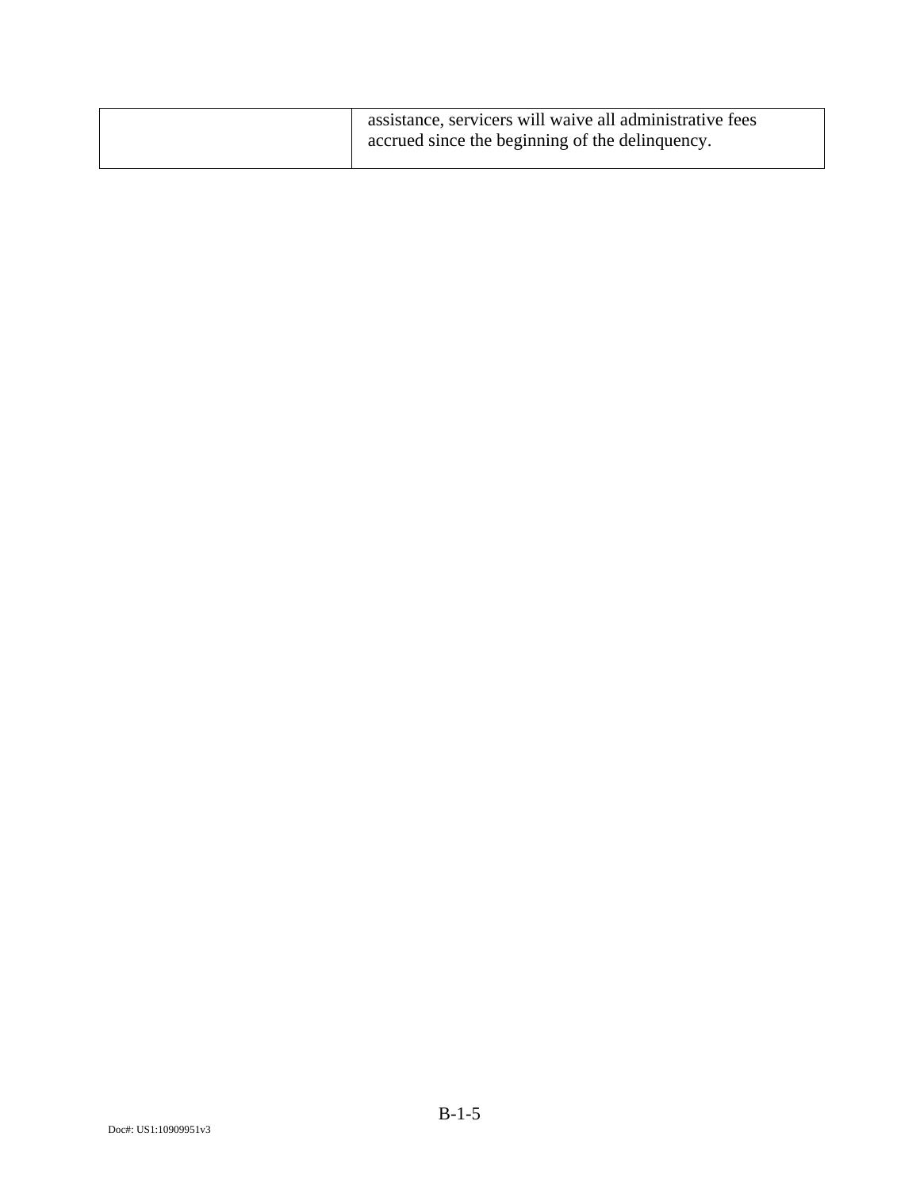| | |
|---|---|
| | assistance, servicers will waive all administrative fees accrued since the beginning of the delinquency. |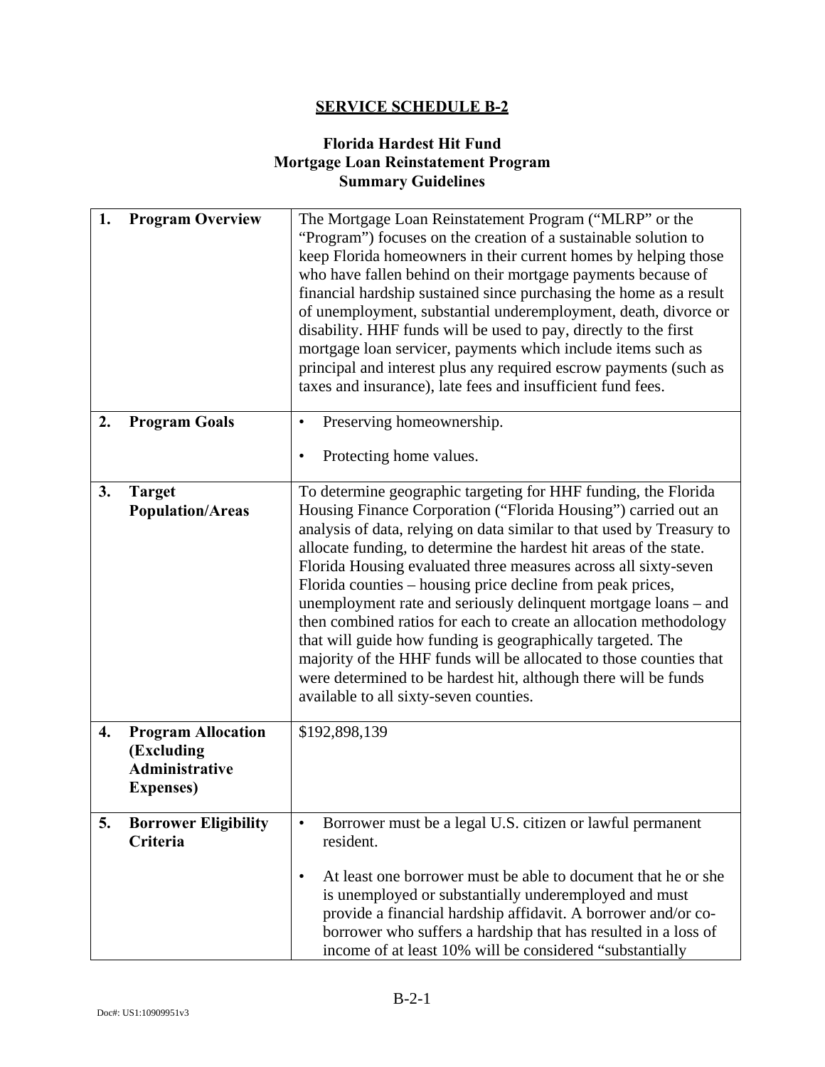## SERVICE SCHEDULE B-2

### Florida Hardest Hit Fund
### Mortgage Loan Reinstatement Program
### Summary Guidelines

| | |
|---|---|
| **1. Program Overview** | The Mortgage Loan Reinstatement Program ("MLRP" or the "Program") focuses on the creation of a sustainable solution to keep Florida homeowners in their current homes by helping those who have fallen behind on their mortgage payments because of financial hardship sustained since purchasing the home as a result of unemployment, substantial underemployment, death, divorce or disability. HHF funds will be used to pay, directly to the first mortgage loan servicer, payments which include items such as principal and interest plus any required escrow payments (such as taxes and insurance), late fees and insufficient fund fees. |
| **2. Program Goals** | • Preserving homeownership.<br><br>• Protecting home values. |
| **3. Target Population/Areas** | To determine geographic targeting for HHF funding, the Florida Housing Finance Corporation ("Florida Housing") carried out an analysis of data, relying on data similar to that used by Treasury to allocate funding, to determine the hardest hit areas of the state. Florida Housing evaluated three measures across all sixty-seven Florida counties – housing price decline from peak prices, unemployment rate and seriously delinquent mortgage loans – and then combined ratios for each to create an allocation methodology that will guide how funding is geographically targeted. The majority of the HHF funds will be allocated to those counties that were determined to be hardest hit, although there will be funds available to all sixty-seven counties. |
| **4. Program Allocation (Excluding Administrative Expenses)** | $192,898,139 |
| **5. Borrower Eligibility Criteria** | • Borrower must be a legal U.S. citizen or lawful permanent resident.<br><br>• At least one borrower must be able to document that he or she is unemployed or substantially underemployed and must provide a financial hardship affidavit. A borrower and/or co-borrower who suffers a hardship that has resulted in a loss of income of at least 10% will be considered "substantially |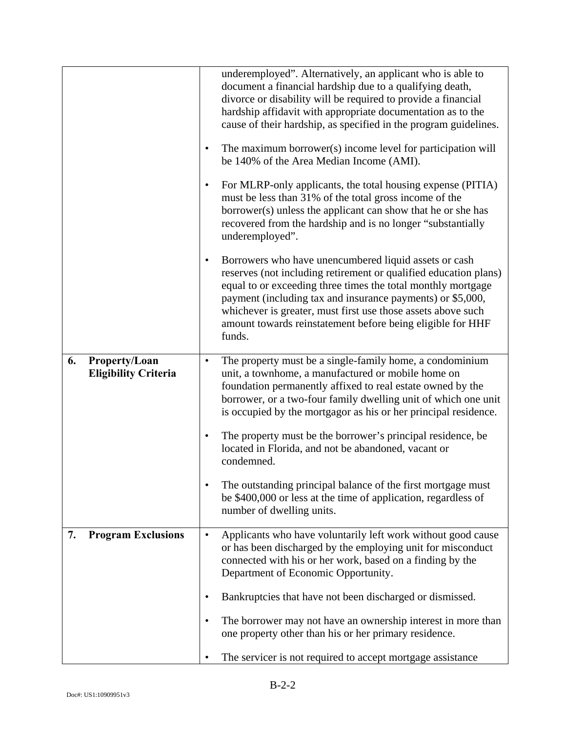| | |
|---|---|
| | underemployed". Alternatively, an applicant who is able to document a financial hardship due to a qualifying death, divorce or disability will be required to provide a financial hardship affidavit with appropriate documentation as to the cause of their hardship, as specified in the program guidelines.<br><br>• The maximum borrower(s) income level for participation will be 140% of the Area Median Income (AMI).<br><br>• For MLRP-only applicants, the total housing expense (PITIA) must be less than 31% of the total gross income of the borrower(s) unless the applicant can show that he or she has recovered from the hardship and is no longer "substantially underemployed".<br><br>• Borrowers who have unencumbered liquid assets or cash reserves (not including retirement or qualified education plans) equal to or exceeding three times the total monthly mortgage payment (including tax and insurance payments) or $5,000, whichever is greater, must first use those assets above such amount towards reinstatement before being eligible for HHF funds. |
| **6. Property/Loan Eligibility Criteria** | • The property must be a single-family home, a condominium unit, a townhome, a manufactured or mobile home on foundation permanently affixed to real estate owned by the borrower, or a two-four family dwelling unit of which one unit is occupied by the mortgagor as his or her principal residence.<br><br>• The property must be the borrower's principal residence, be located in Florida, and not be abandoned, vacant or condemned.<br><br>• The outstanding principal balance of the first mortgage must be $400,000 or less at the time of application, regardless of number of dwelling units. |
| **7. Program Exclusions** | • Applicants who have voluntarily left work without good cause or has been discharged by the employing unit for misconduct connected with his or her work, based on a finding by the Department of Economic Opportunity.<br><br>• Bankruptcies that have not been discharged or dismissed.<br><br>• The borrower may not have an ownership interest in more than one property other than his or her primary residence.<br><br>• The servicer is not required to accept mortgage assistance |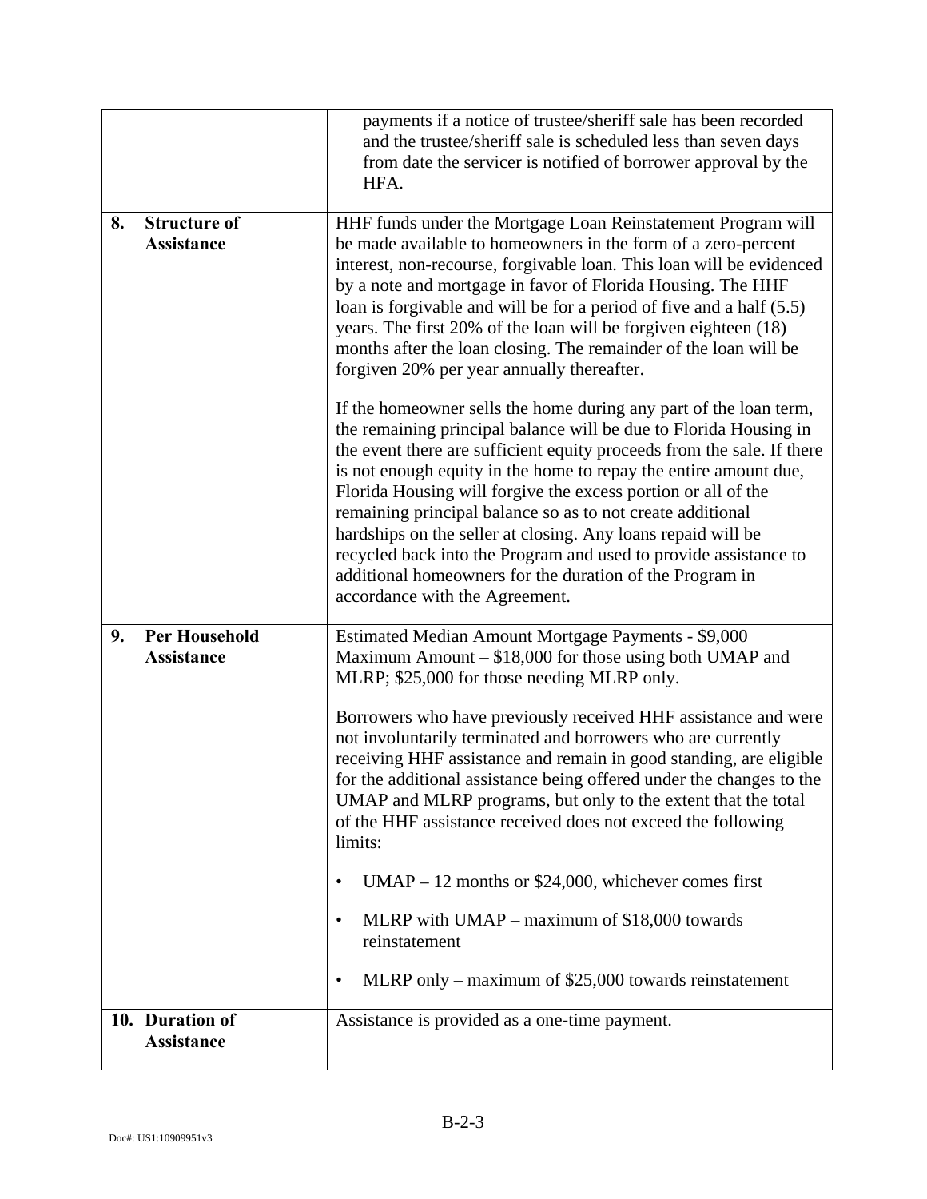| | |
|---|---|
| | payments if a notice of trustee/sheriff sale has been recorded and the trustee/sheriff sale is scheduled less than seven days from date the servicer is notified of borrower approval by the HFA. |
| **8. Structure of Assistance** | HHF funds under the Mortgage Loan Reinstatement Program will be made available to homeowners in the form of a zero-percent interest, non-recourse, forgivable loan. This loan will be evidenced by a note and mortgage in favor of Florida Housing. The HHF loan is forgivable and will be for a period of five and a half (5.5) years. The first 20% of the loan will be forgiven eighteen (18) months after the loan closing. The remainder of the loan will be forgiven 20% per year annually thereafter.<br><br>If the homeowner sells the home during any part of the loan term, the remaining principal balance will be due to Florida Housing in the event there are sufficient equity proceeds from the sale. If there is not enough equity in the home to repay the entire amount due, Florida Housing will forgive the excess portion or all of the remaining principal balance so as to not create additional hardships on the seller at closing. Any loans repaid will be recycled back into the Program and used to provide assistance to additional homeowners for the duration of the Program in accordance with the Agreement. |
| **9. Per Household Assistance** | Estimated Median Amount Mortgage Payments - $9,000<br>Maximum Amount – $18,000 for those using both UMAP and MLRP; $25,000 for those needing MLRP only.<br><br>Borrowers who have previously received HHF assistance and were not involuntarily terminated and borrowers who are currently receiving HHF assistance and remain in good standing, are eligible for the additional assistance being offered under the changes to the UMAP and MLRP programs, but only to the extent that the total of the HHF assistance received does not exceed the following limits:<br><br>• UMAP – 12 months or $24,000, whichever comes first<br><br>• MLRP with UMAP – maximum of $18,000 towards reinstatement<br><br>• MLRP only – maximum of $25,000 towards reinstatement |
| **10. Duration of Assistance** | Assistance is provided as a one-time payment. |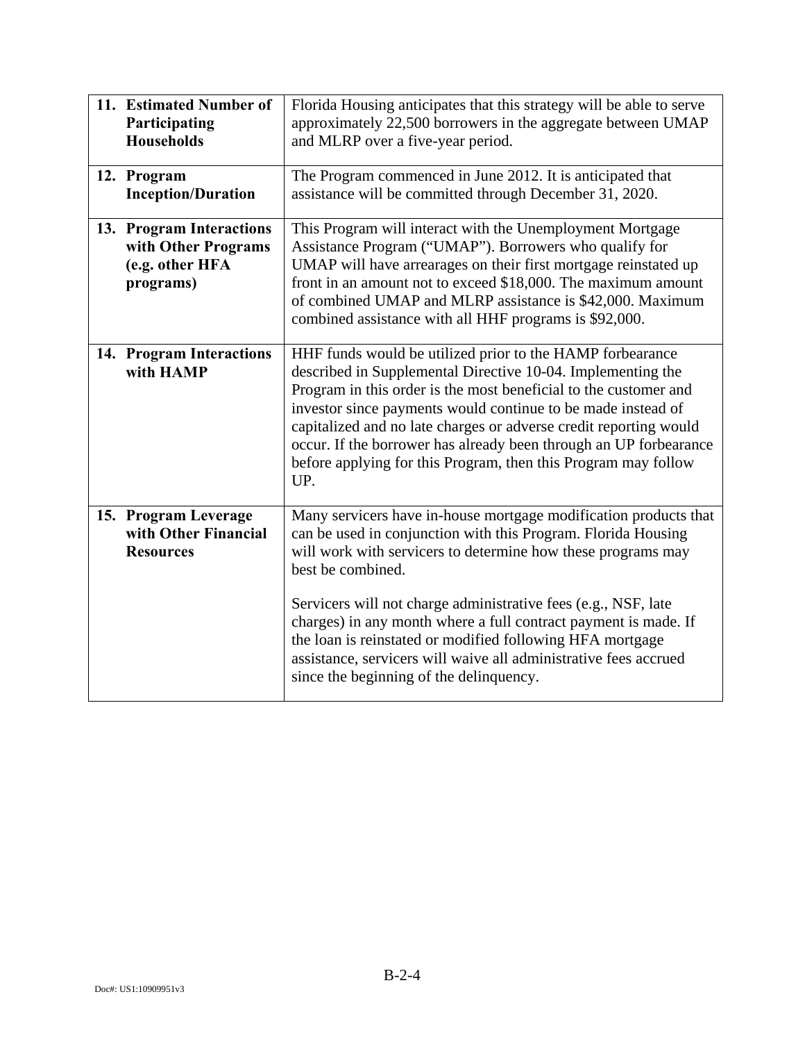| | |
|---|---|
| **11. Estimated Number of Participating Households** | Florida Housing anticipates that this strategy will be able to serve approximately 22,500 borrowers in the aggregate between UMAP and MLRP over a five-year period. |
| **12. Program Inception/Duration** | The Program commenced in June 2012. It is anticipated that assistance will be committed through December 31, 2020. |
| **13. Program Interactions with Other Programs (e.g. other HFA programs)** | This Program will interact with the Unemployment Mortgage Assistance Program ("UMAP"). Borrowers who qualify for UMAP will have arrearages on their first mortgage reinstated up front in an amount not to exceed \$18,000. The maximum amount of combined UMAP and MLRP assistance is \$42,000. Maximum combined assistance with all HHF programs is \$92,000. |
| **14. Program Interactions with HAMP** | HHF funds would be utilized prior to the HAMP forbearance described in Supplemental Directive 10-04. Implementing the Program in this order is the most beneficial to the customer and investor since payments would continue to be made instead of capitalized and no late charges or adverse credit reporting would occur. If the borrower has already been through an UP forbearance before applying for this Program, then this Program may follow UP. |
| **15. Program Leverage with Other Financial Resources** | Many servicers have in-house mortgage modification products that can be used in conjunction with this Program. Florida Housing will work with servicers to determine how these programs may best be combined.<br><br>Servicers will not charge administrative fees (e.g., NSF, late charges) in any month where a full contract payment is made. If the loan is reinstated or modified following HFA mortgage assistance, servicers will waive all administrative fees accrued since the beginning of the delinquency. |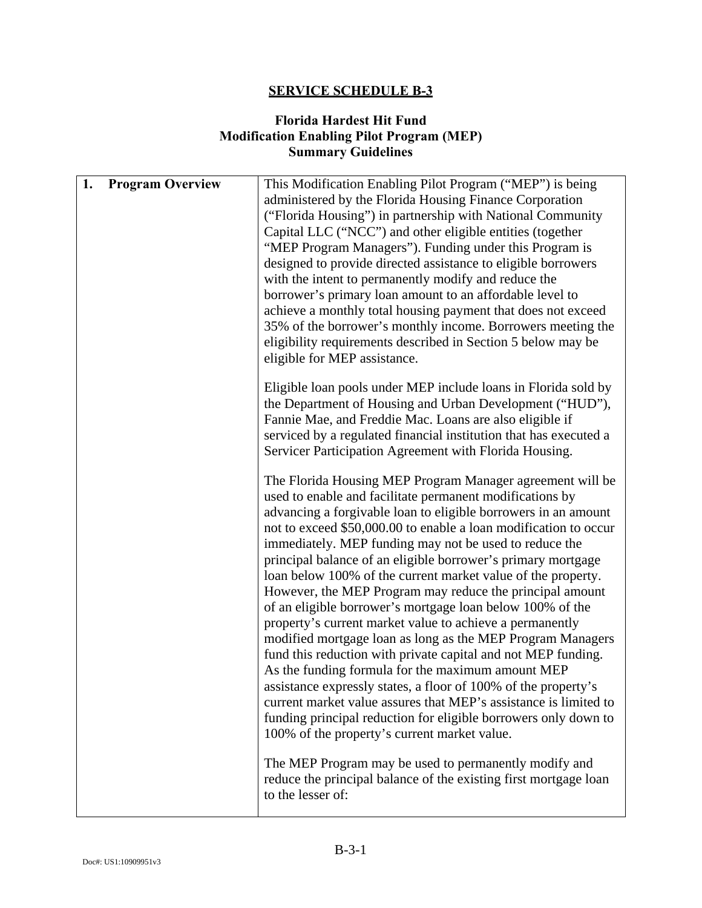## SERVICE SCHEDULE B-3

### Florida Hardest Hit Fund
### Modification Enabling Pilot Program (MEP)
### Summary Guidelines

| | |
|---|---|
| **1. Program Overview** | This Modification Enabling Pilot Program ("MEP") is being administered by the Florida Housing Finance Corporation ("Florida Housing") in partnership with National Community Capital LLC ("NCC") and other eligible entities (together "MEP Program Managers"). Funding under this Program is designed to provide directed assistance to eligible borrowers with the intent to permanently modify and reduce the borrower's primary loan amount to an affordable level to achieve a monthly total housing payment that does not exceed 35% of the borrower's monthly income. Borrowers meeting the eligibility requirements described in Section 5 below may be eligible for MEP assistance.<br><br>Eligible loan pools under MEP include loans in Florida sold by the Department of Housing and Urban Development ("HUD"), Fannie Mae, and Freddie Mac. Loans are also eligible if serviced by a regulated financial institution that has executed a Servicer Participation Agreement with Florida Housing.<br><br>The Florida Housing MEP Program Manager agreement will be used to enable and facilitate permanent modifications by advancing a forgivable loan to eligible borrowers in an amount not to exceed $50,000.00 to enable a loan modification to occur immediately. MEP funding may not be used to reduce the principal balance of an eligible borrower's primary mortgage loan below 100% of the current market value of the property. However, the MEP Program may reduce the principal amount of an eligible borrower's mortgage loan below 100% of the property's current market value to achieve a permanently modified mortgage loan as long as the MEP Program Managers fund this reduction with private capital and not MEP funding. As the funding formula for the maximum amount MEP assistance expressly states, a floor of 100% of the property's current market value assures that MEP's assistance is limited to funding principal reduction for eligible borrowers only down to 100% of the property's current market value.<br><br>The MEP Program may be used to permanently modify and reduce the principal balance of the existing first mortgage loan to the lesser of: |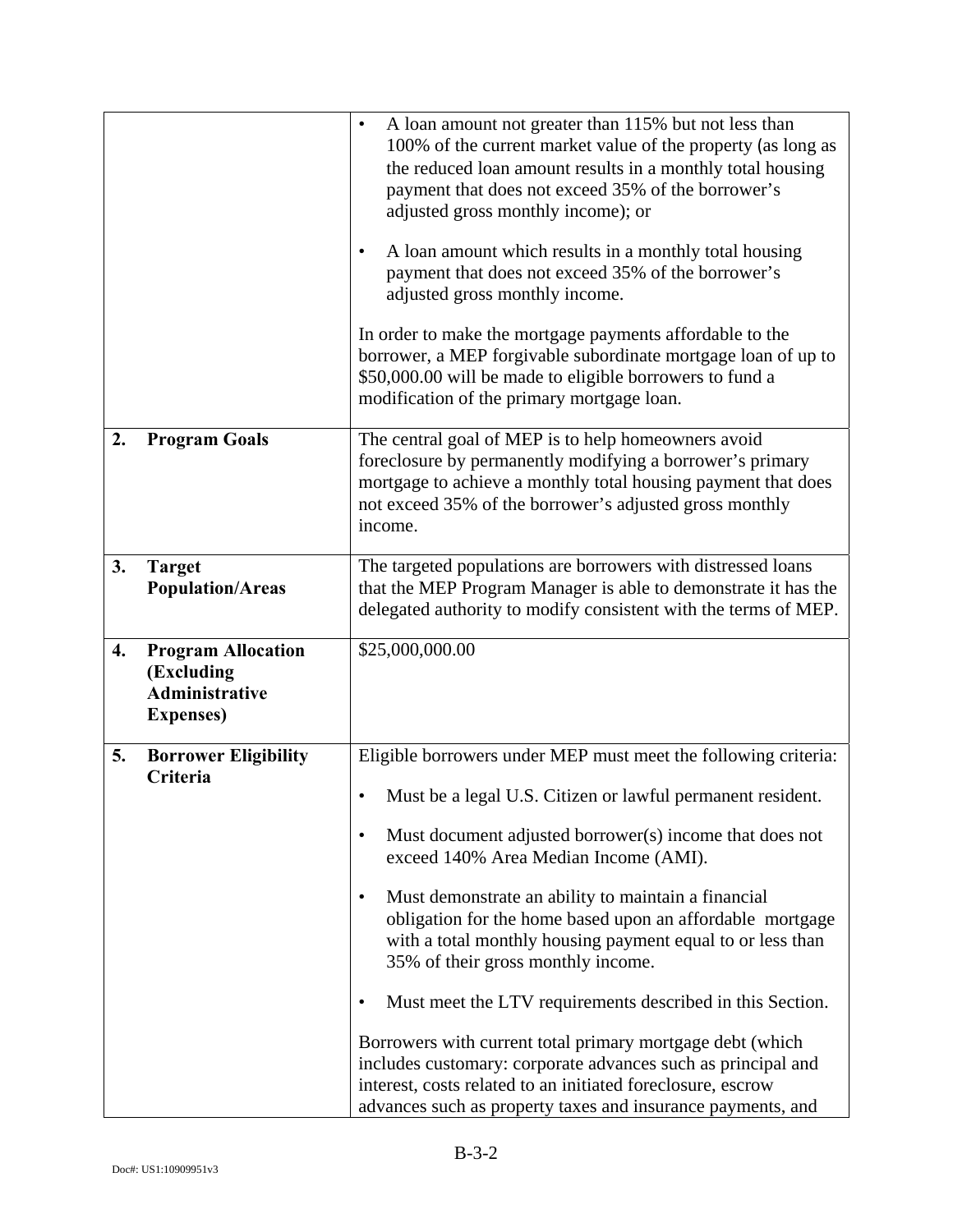| | |
|---|---|
| | • A loan amount not greater than 115% but not less than 100% of the current market value of the property (as long as the reduced loan amount results in a monthly total housing payment that does not exceed 35% of the borrower's adjusted gross monthly income); or<br><br>• A loan amount which results in a monthly total housing payment that does not exceed 35% of the borrower's adjusted gross monthly income.<br><br>In order to make the mortgage payments affordable to the borrower, a MEP forgivable subordinate mortgage loan of up to $50,000.00 will be made to eligible borrowers to fund a modification of the primary mortgage loan. |
| **2. Program Goals** | The central goal of MEP is to help homeowners avoid foreclosure by permanently modifying a borrower's primary mortgage to achieve a monthly total housing payment that does not exceed 35% of the borrower's adjusted gross monthly income. |
| **3. Target Population/Areas** | The targeted populations are borrowers with distressed loans that the MEP Program Manager is able to demonstrate it has the delegated authority to modify consistent with the terms of MEP. |
| **4. Program Allocation (Excluding Administrative Expenses)** | $25,000,000.00 |
| **5. Borrower Eligibility Criteria** | Eligible borrowers under MEP must meet the following criteria:<br><br>• Must be a legal U.S. Citizen or lawful permanent resident.<br><br>• Must document adjusted borrower(s) income that does not exceed 140% Area Median Income (AMI).<br><br>• Must demonstrate an ability to maintain a financial obligation for the home based upon an affordable mortgage with a total monthly housing payment equal to or less than 35% of their gross monthly income.<br><br>• Must meet the LTV requirements described in this Section.<br><br>Borrowers with current total primary mortgage debt (which includes customary: corporate advances such as principal and interest, costs related to an initiated foreclosure, escrow advances such as property taxes and insurance payments, and |

Doc#: US1:10909951v3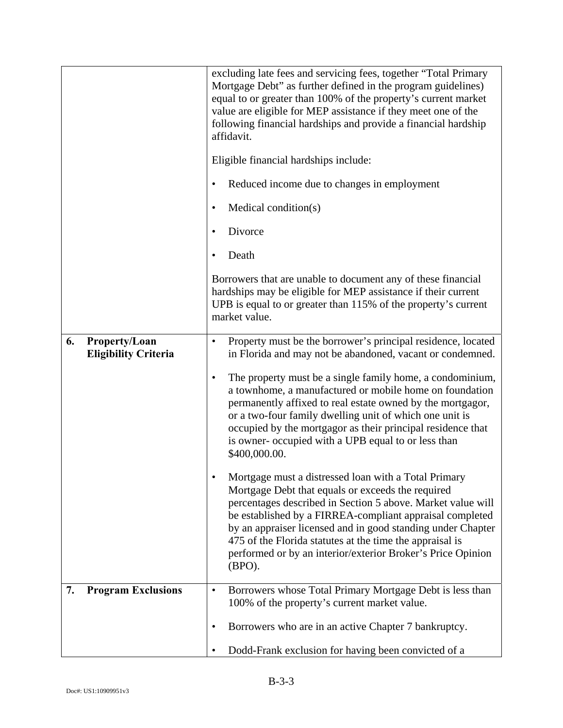| | |
|---|---|
| | excluding late fees and servicing fees, together "Total Primary Mortgage Debt" as further defined in the program guidelines) equal to or greater than 100% of the property's current market value are eligible for MEP assistance if they meet one of the following financial hardships and provide a financial hardship affidavit.<br><br>Eligible financial hardships include:<br><br>• Reduced income due to changes in employment<br><br>• Medical condition(s)<br><br>• Divorce<br><br>• Death<br><br>Borrowers that are unable to document any of these financial hardships may be eligible for MEP assistance if their current UPB is equal to or greater than 115% of the property's current market value. |
| **6. Property/Loan Eligibility Criteria** | • Property must be the borrower's principal residence, located in Florida and may not be abandoned, vacant or condemned.<br><br>• The property must be a single family home, a condominium, a townhome, a manufactured or mobile home on foundation permanently affixed to real estate owned by the mortgagor, or a two-four family dwelling unit of which one unit is occupied by the mortgagor as their principal residence that is owner- occupied with a UPB equal to or less than $400,000.00.<br><br>• Mortgage must a distressed loan with a Total Primary Mortgage Debt that equals or exceeds the required percentages described in Section 5 above. Market value will be established by a FIRREA-compliant appraisal completed by an appraiser licensed and in good standing under Chapter 475 of the Florida statutes at the time the appraisal is performed or by an interior/exterior Broker's Price Opinion (BPO). |
| **7. Program Exclusions** | • Borrowers whose Total Primary Mortgage Debt is less than 100% of the property's current market value.<br><br>• Borrowers who are in an active Chapter 7 bankruptcy.<br><br>• Dodd-Frank exclusion for having been convicted of a |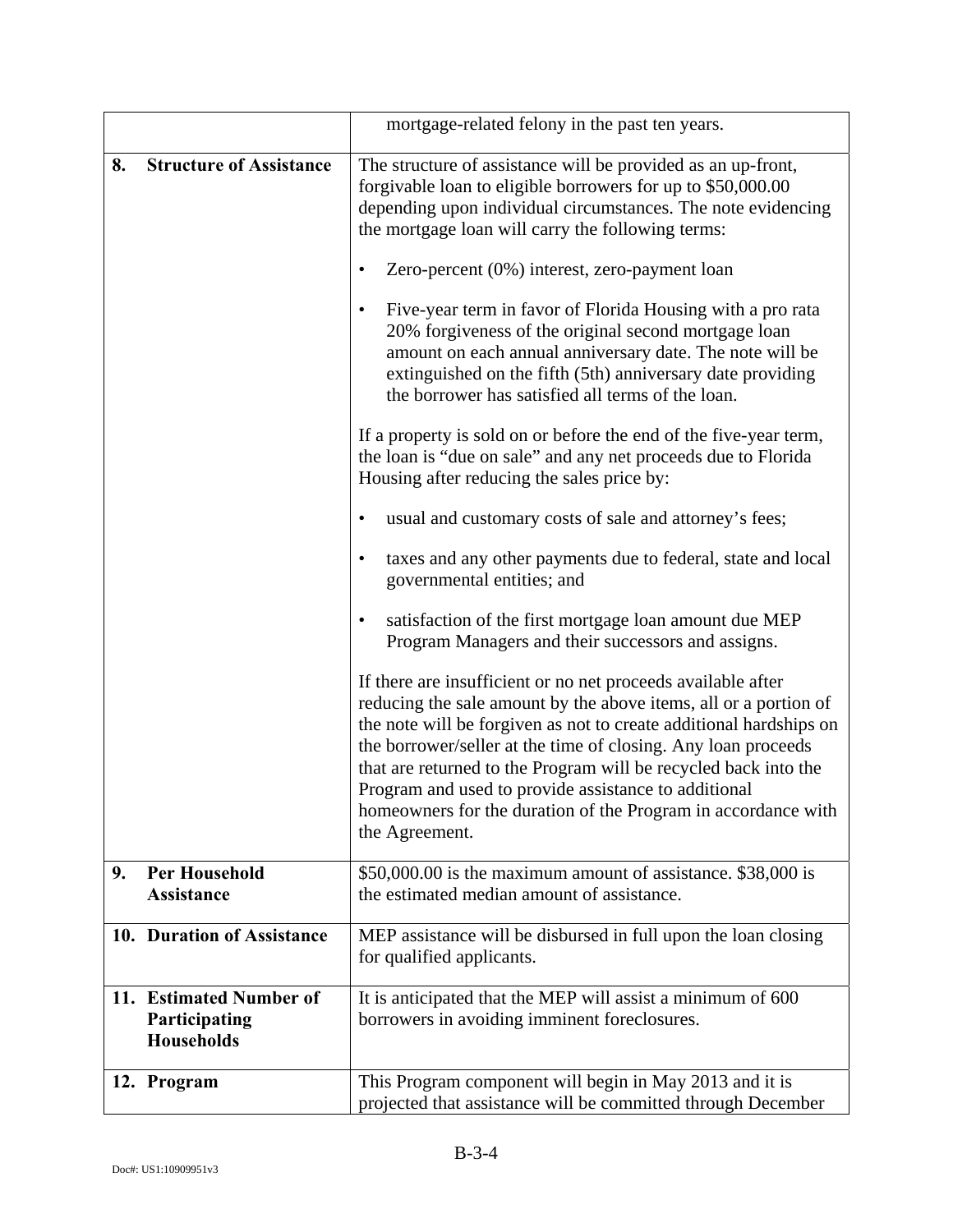| | |
|---|---|
| | mortgage-related felony in the past ten years. |
| **8. Structure of Assistance** | The structure of assistance will be provided as an up-front, forgivable loan to eligible borrowers for up to $50,000.00 depending upon individual circumstances. The note evidencing the mortgage loan will carry the following terms:<br><br>• Zero-percent (0%) interest, zero-payment loan<br><br>• Five-year term in favor of Florida Housing with a pro rata 20% forgiveness of the original second mortgage loan amount on each annual anniversary date. The note will be extinguished on the fifth (5th) anniversary date providing the borrower has satisfied all terms of the loan.<br><br>If a property is sold on or before the end of the five-year term, the loan is "due on sale" and any net proceeds due to Florida Housing after reducing the sales price by:<br><br>• usual and customary costs of sale and attorney's fees;<br><br>• taxes and any other payments due to federal, state and local governmental entities; and<br><br>• satisfaction of the first mortgage loan amount due MEP Program Managers and their successors and assigns.<br><br>If there are insufficient or no net proceeds available after reducing the sale amount by the above items, all or a portion of the note will be forgiven as not to create additional hardships on the borrower/seller at the time of closing. Any loan proceeds that are returned to the Program will be recycled back into the Program and used to provide assistance to additional homeowners for the duration of the Program in accordance with the Agreement. |
| **9. Per Household Assistance** | $50,000.00 is the maximum amount of assistance. $38,000 is the estimated median amount of assistance. |
| **10. Duration of Assistance** | MEP assistance will be disbursed in full upon the loan closing for qualified applicants. |
| **11. Estimated Number of Participating Households** | It is anticipated that the MEP will assist a minimum of 600 borrowers in avoiding imminent foreclosures. |
| **12. Program** | This Program component will begin in May 2013 and it is projected that assistance will be committed through December |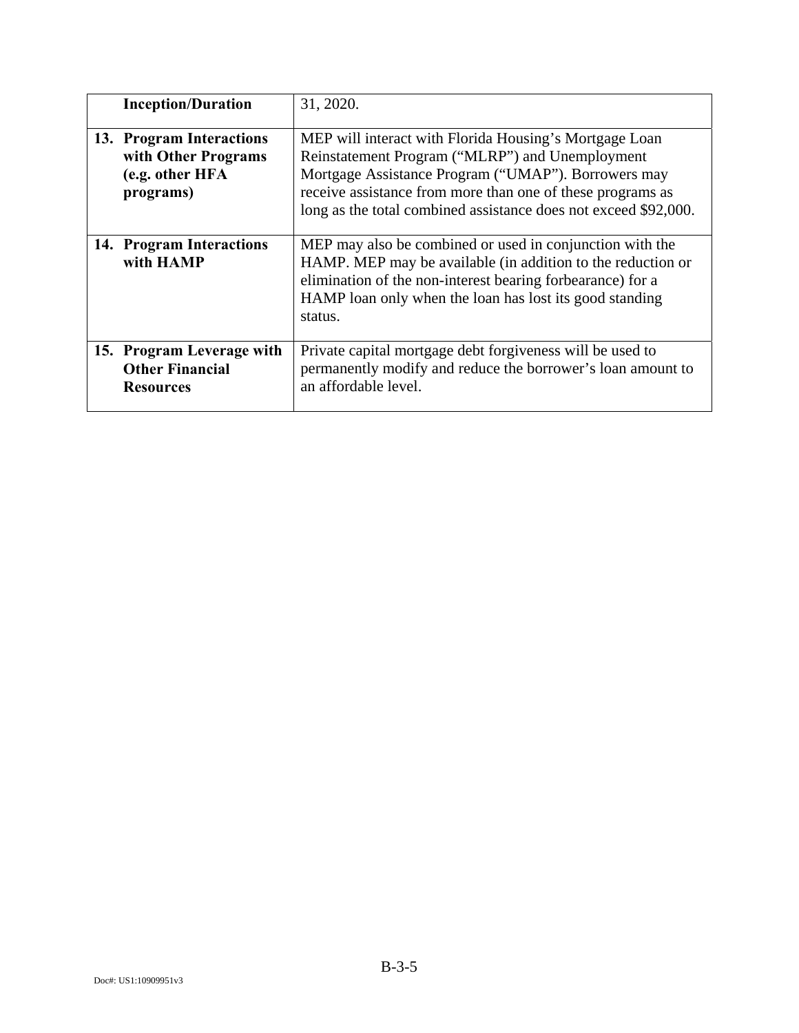| | |
|---|---|
| **Inception/Duration** | 31, 2020. |
| **13. Program Interactions with Other Programs (e.g. other HFA programs)** | MEP will interact with Florida Housing's Mortgage Loan Reinstatement Program ("MLRP") and Unemployment Mortgage Assistance Program ("UMAP"). Borrowers may receive assistance from more than one of these programs as long as the total combined assistance does not exceed $92,000. |
| **14. Program Interactions with HAMP** | MEP may also be combined or used in conjunction with the HAMP. MEP may be available (in addition to the reduction or elimination of the non-interest bearing forbearance) for a HAMP loan only when the loan has lost its good standing status. |
| **15. Program Leverage with Other Financial Resources** | Private capital mortgage debt forgiveness will be used to permanently modify and reduce the borrower's loan amount to an affordable level. |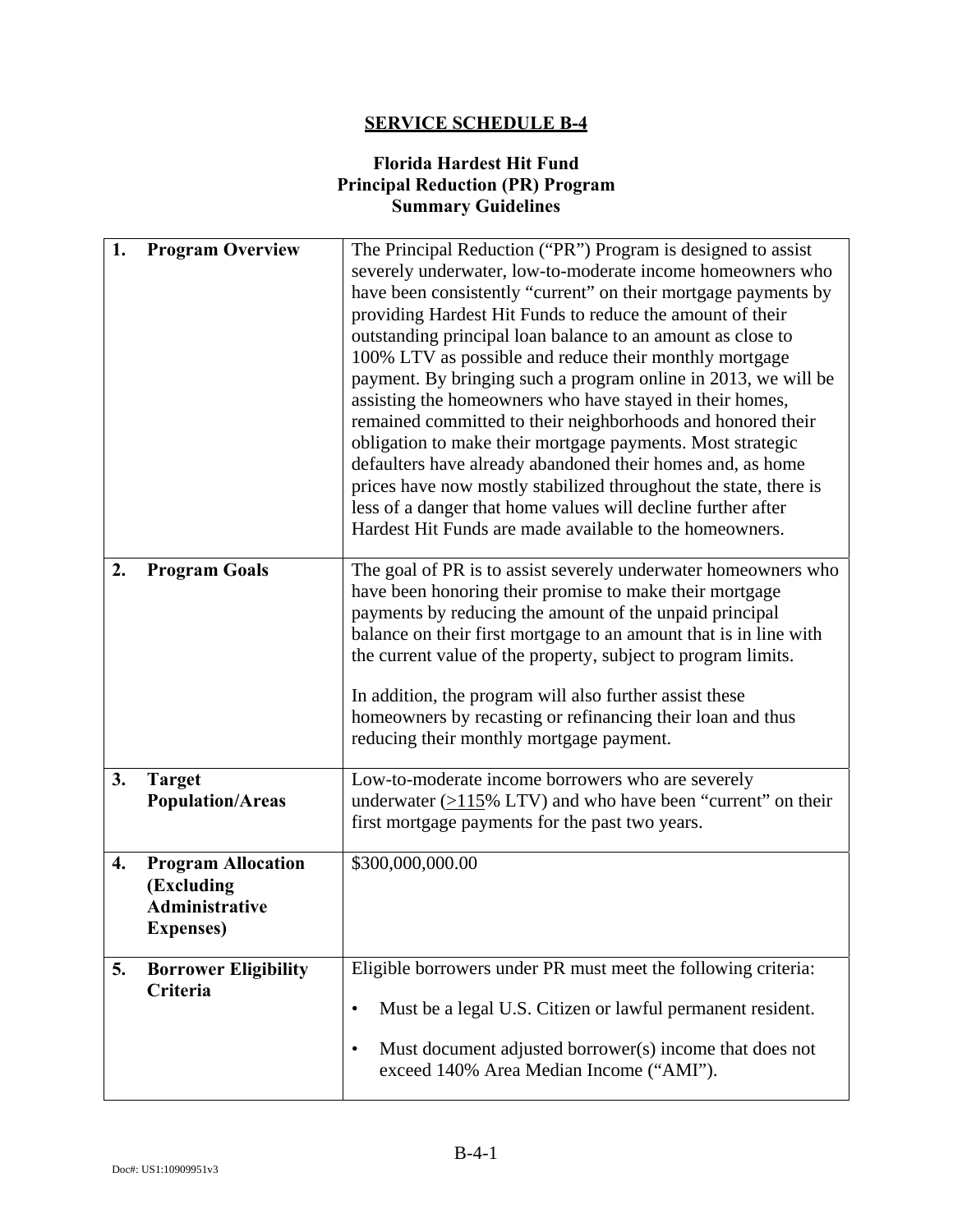# SERVICE SCHEDULE B-4

## Florida Hardest Hit Fund
## Principal Reduction (PR) Program
## Summary Guidelines

| | |
|---|---|
| **1. Program Overview** | The Principal Reduction ("PR") Program is designed to assist severely underwater, low-to-moderate income homeowners who have been consistently "current" on their mortgage payments by providing Hardest Hit Funds to reduce the amount of their outstanding principal loan balance to an amount as close to 100% LTV as possible and reduce their monthly mortgage payment. By bringing such a program online in 2013, we will be assisting the homeowners who have stayed in their homes, remained committed to their neighborhoods and honored their obligation to make their mortgage payments. Most strategic defaulters have already abandoned their homes and, as home prices have now mostly stabilized throughout the state, there is less of a danger that home values will decline further after Hardest Hit Funds are made available to the homeowners. |
| **2. Program Goals** | The goal of PR is to assist severely underwater homeowners who have been honoring their promise to make their mortgage payments by reducing the amount of the unpaid principal balance on their first mortgage to an amount that is in line with the current value of the property, subject to program limits.<br><br>In addition, the program will also further assist these homeowners by recasting or refinancing their loan and thus reducing their monthly mortgage payment. |
| **3. Target Population/Areas** | Low-to-moderate income borrowers who are severely underwater ($\geq$115% LTV) and who have been "current" on their first mortgage payments for the past two years. |
| **4. Program Allocation (Excluding Administrative Expenses)** | $300,000,000.00 |
| **5. Borrower Eligibility Criteria** | Eligible borrowers under PR must meet the following criteria:<br><br>• Must be a legal U.S. Citizen or lawful permanent resident.<br><br>• Must document adjusted borrower(s) income that does not exceed 140% Area Median Income ("AMI"). |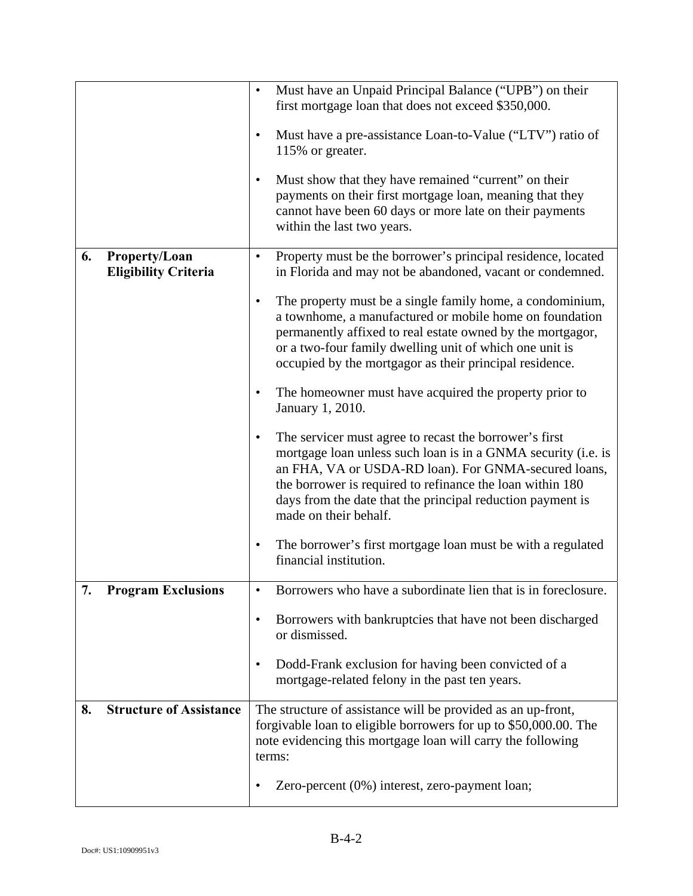| | |
|---|---|
| | • Must have an Unpaid Principal Balance ("UPB") on their first mortgage loan that does not exceed $350,000.<br><br>• Must have a pre-assistance Loan-to-Value ("LTV") ratio of 115% or greater.<br><br>• Must show that they have remained "current" on their payments on their first mortgage loan, meaning that they cannot have been 60 days or more late on their payments within the last two years. |
| **6. Property/Loan Eligibility Criteria** | • Property must be the borrower's principal residence, located in Florida and may not be abandoned, vacant or condemned.<br><br>• The property must be a single family home, a condominium, a townhome, a manufactured or mobile home on foundation permanently affixed to real estate owned by the mortgagor, or a two-four family dwelling unit of which one unit is occupied by the mortgagor as their principal residence.<br><br>• The homeowner must have acquired the property prior to January 1, 2010.<br><br>• The servicer must agree to recast the borrower's first mortgage loan unless such loan is in a GNMA security (i.e. is an FHA, VA or USDA-RD loan). For GNMA-secured loans, the borrower is required to refinance the loan within 180 days from the date that the principal reduction payment is made on their behalf.<br><br>• The borrower's first mortgage loan must be with a regulated financial institution. |
| **7. Program Exclusions** | • Borrowers who have a subordinate lien that is in foreclosure.<br><br>• Borrowers with bankruptcies that have not been discharged or dismissed.<br><br>• Dodd-Frank exclusion for having been convicted of a mortgage-related felony in the past ten years. |
| **8. Structure of Assistance** | The structure of assistance will be provided as an up-front, forgivable loan to eligible borrowers for up to $50,000.00. The note evidencing this mortgage loan will carry the following terms:<br><br>• Zero-percent (0%) interest, zero-payment loan; |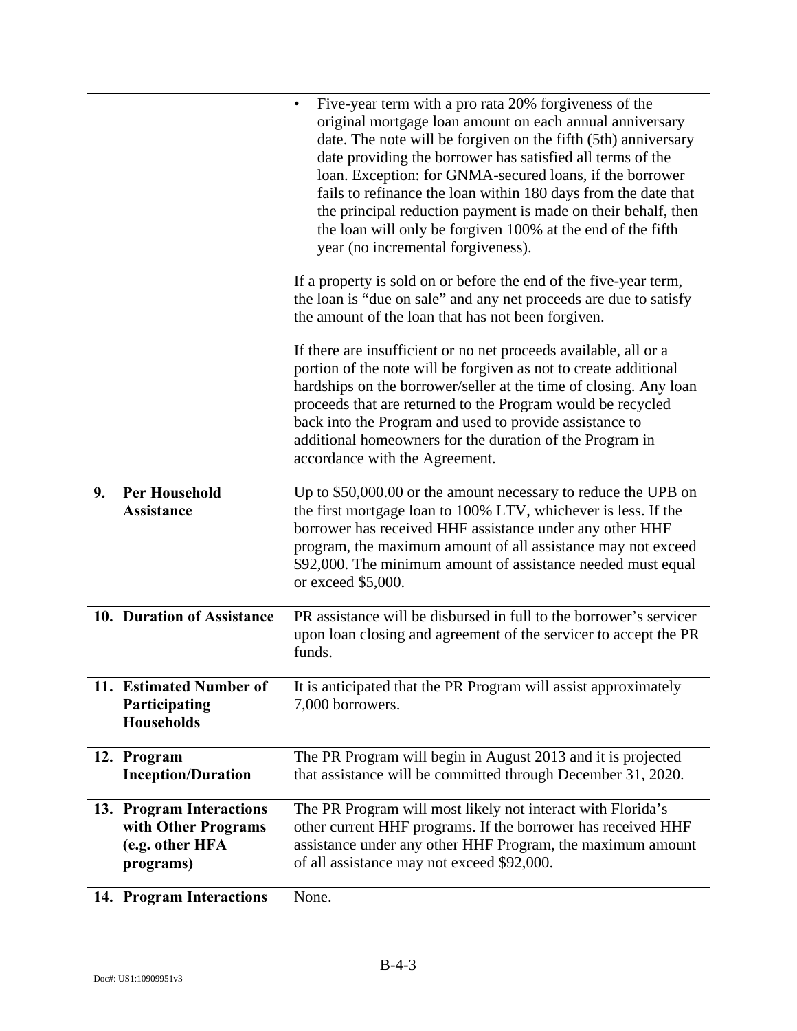| | |
|---|---|
| | • Five-year term with a pro rata 20% forgiveness of the original mortgage loan amount on each annual anniversary date. The note will be forgiven on the fifth (5th) anniversary date providing the borrower has satisfied all terms of the loan. Exception: for GNMA-secured loans, if the borrower fails to refinance the loan within 180 days from the date that the principal reduction payment is made on their behalf, then the loan will only be forgiven 100% at the end of the fifth year (no incremental forgiveness).<br><br>If a property is sold on or before the end of the five-year term, the loan is "due on sale" and any net proceeds are due to satisfy the amount of the loan that has not been forgiven.<br><br>If there are insufficient or no net proceeds available, all or a portion of the note will be forgiven as not to create additional hardships on the borrower/seller at the time of closing. Any loan proceeds that are returned to the Program would be recycled back into the Program and used to provide assistance to additional homeowners for the duration of the Program in accordance with the Agreement. |
| **9. Per Household Assistance** | Up to $50,000.00 or the amount necessary to reduce the UPB on the first mortgage loan to 100% LTV, whichever is less. If the borrower has received HHF assistance under any other HHF program, the maximum amount of all assistance may not exceed $92,000. The minimum amount of assistance needed must equal or exceed $5,000. |
| **10. Duration of Assistance** | PR assistance will be disbursed in full to the borrower's servicer upon loan closing and agreement of the servicer to accept the PR funds. |
| **11. Estimated Number of Participating Households** | It is anticipated that the PR Program will assist approximately 7,000 borrowers. |
| **12. Program Inception/Duration** | The PR Program will begin in August 2013 and it is projected that assistance will be committed through December 31, 2020. |
| **13. Program Interactions with Other Programs (e.g. other HFA programs)** | The PR Program will most likely not interact with Florida's other current HHF programs. If the borrower has received HHF assistance under any other HHF Program, the maximum amount of all assistance may not exceed $92,000. |
| **14. Program Interactions** | None. |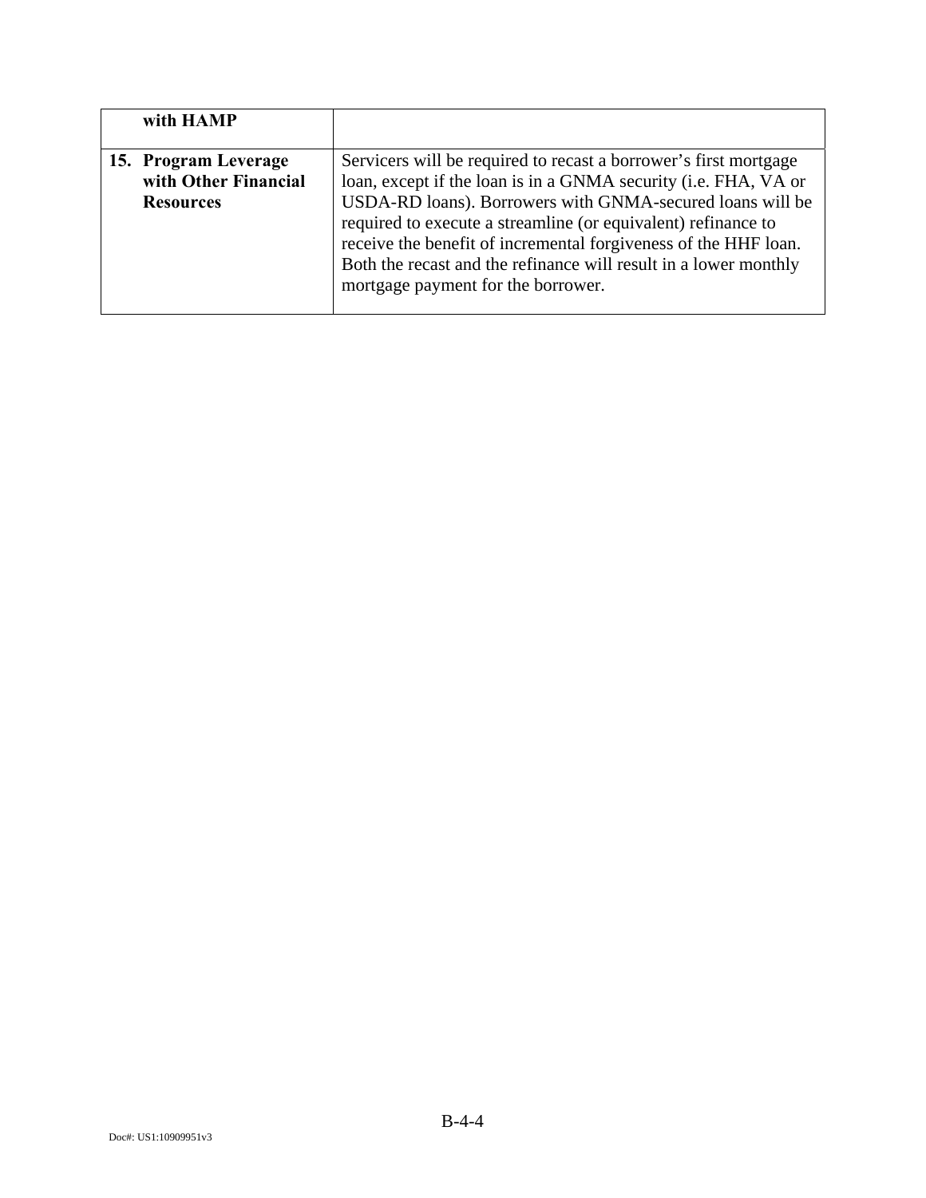| | |
|---|---|
| **with HAMP** | |
| **15. Program Leverage with Other Financial Resources** | Servicers will be required to recast a borrower's first mortgage loan, except if the loan is in a GNMA security (i.e. FHA, VA or USDA-RD loans). Borrowers with GNMA-secured loans will be required to execute a streamline (or equivalent) refinance to receive the benefit of incremental forgiveness of the HHF loan. Both the recast and the refinance will result in a lower monthly mortgage payment for the borrower. |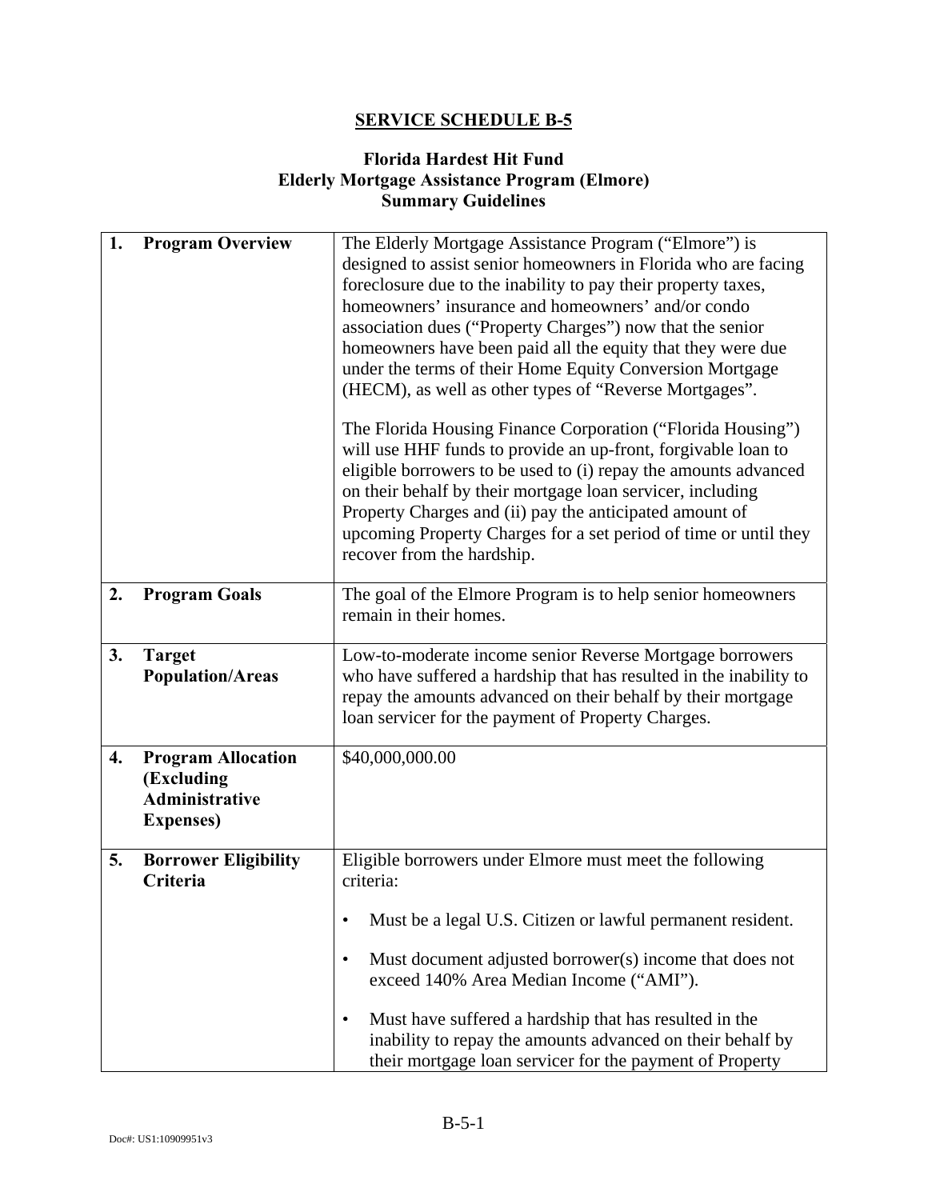# SERVICE SCHEDULE B-5

## Florida Hardest Hit Fund
## Elderly Mortgage Assistance Program (Elmore)
## Summary Guidelines

| | |
|---|---|
| **1. Program Overview** | The Elderly Mortgage Assistance Program ("Elmore") is designed to assist senior homeowners in Florida who are facing foreclosure due to the inability to pay their property taxes, homeowners' insurance and homeowners' and/or condo association dues ("Property Charges") now that the senior homeowners have been paid all the equity that they were due under the terms of their Home Equity Conversion Mortgage (HECM), as well as other types of "Reverse Mortgages".<br><br>The Florida Housing Finance Corporation ("Florida Housing") will use HHF funds to provide an up-front, forgivable loan to eligible borrowers to be used to (i) repay the amounts advanced on their behalf by their mortgage loan servicer, including Property Charges and (ii) pay the anticipated amount of upcoming Property Charges for a set period of time or until they recover from the hardship. |
| **2. Program Goals** | The goal of the Elmore Program is to help senior homeowners remain in their homes. |
| **3. Target Population/Areas** | Low-to-moderate income senior Reverse Mortgage borrowers who have suffered a hardship that has resulted in the inability to repay the amounts advanced on their behalf by their mortgage loan servicer for the payment of Property Charges. |
| **4. Program Allocation (Excluding Administrative Expenses)** | $40,000,000.00 |
| **5. Borrower Eligibility Criteria** | Eligible borrowers under Elmore must meet the following criteria:<br><br>• Must be a legal U.S. Citizen or lawful permanent resident.<br><br>• Must document adjusted borrower(s) income that does not exceed 140% Area Median Income ("AMI").<br><br>• Must have suffered a hardship that has resulted in the inability to repay the amounts advanced on their behalf by their mortgage loan servicer for the payment of Property |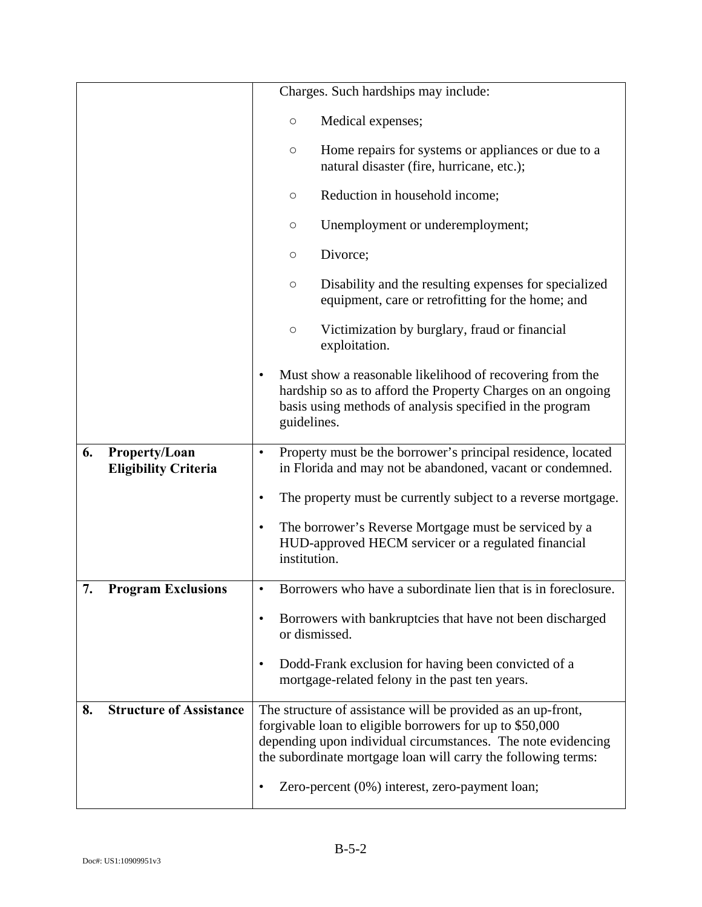| | |
|---|---|
| | Charges. Such hardships may include:<br><br>○ Medical expenses;<br>○ Home repairs for systems or appliances or due to a natural disaster (fire, hurricane, etc.);<br>○ Reduction in household income;<br>○ Unemployment or underemployment;<br>○ Divorce;<br>○ Disability and the resulting expenses for specialized equipment, care or retrofitting for the home; and<br>○ Victimization by burglary, fraud or financial exploitation.<br><br>• Must show a reasonable likelihood of recovering from the hardship so as to afford the Property Charges on an ongoing basis using methods of analysis specified in the program guidelines. |
| **6. Property/Loan Eligibility Criteria** | • Property must be the borrower's principal residence, located in Florida and may not be abandoned, vacant or condemned.<br><br>• The property must be currently subject to a reverse mortgage.<br><br>• The borrower's Reverse Mortgage must be serviced by a HUD-approved HECM servicer or a regulated financial institution. |
| **7. Program Exclusions** | • Borrowers who have a subordinate lien that is in foreclosure.<br><br>• Borrowers with bankruptcies that have not been discharged or dismissed.<br><br>• Dodd-Frank exclusion for having been convicted of a mortgage-related felony in the past ten years. |
| **8. Structure of Assistance** | The structure of assistance will be provided as an up-front, forgivable loan to eligible borrowers for up to $50,000 depending upon individual circumstances. The note evidencing the subordinate mortgage loan will carry the following terms:<br><br>• Zero-percent (0%) interest, zero-payment loan; |

Doc#: US1:10909951v3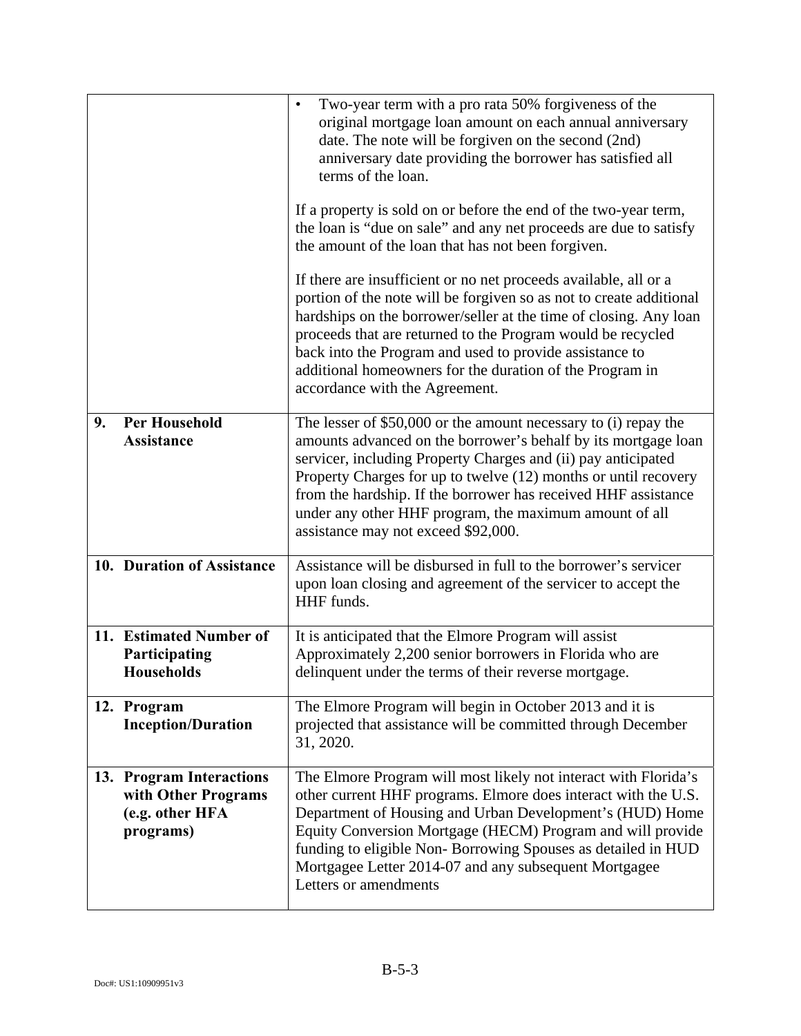| | |
|---|---|
| | • Two-year term with a pro rata 50% forgiveness of the original mortgage loan amount on each annual anniversary date. The note will be forgiven on the second (2nd) anniversary date providing the borrower has satisfied all terms of the loan.<br><br>If a property is sold on or before the end of the two-year term, the loan is "due on sale" and any net proceeds are due to satisfy the amount of the loan that has not been forgiven.<br><br>If there are insufficient or no net proceeds available, all or a portion of the note will be forgiven so as not to create additional hardships on the borrower/seller at the time of closing. Any loan proceeds that are returned to the Program would be recycled back into the Program and used to provide assistance to additional homeowners for the duration of the Program in accordance with the Agreement. |
| **9. Per Household Assistance** | The lesser of $50,000 or the amount necessary to (i) repay the amounts advanced on the borrower's behalf by its mortgage loan servicer, including Property Charges and (ii) pay anticipated Property Charges for up to twelve (12) months or until recovery from the hardship. If the borrower has received HHF assistance under any other HHF program, the maximum amount of all assistance may not exceed $92,000. |
| **10. Duration of Assistance** | Assistance will be disbursed in full to the borrower's servicer upon loan closing and agreement of the servicer to accept the HHF funds. |
| **11. Estimated Number of Participating Households** | It is anticipated that the Elmore Program will assist Approximately 2,200 senior borrowers in Florida who are delinquent under the terms of their reverse mortgage. |
| **12. Program Inception/Duration** | The Elmore Program will begin in October 2013 and it is projected that assistance will be committed through December 31, 2020. |
| **13. Program Interactions with Other Programs (e.g. other HFA programs)** | The Elmore Program will most likely not interact with Florida's other current HHF programs. Elmore does interact with the U.S. Department of Housing and Urban Development's (HUD) Home Equity Conversion Mortgage (HECM) Program and will provide funding to eligible Non- Borrowing Spouses as detailed in HUD Mortgagee Letter 2014-07 and any subsequent Mortgagee Letters or amendments |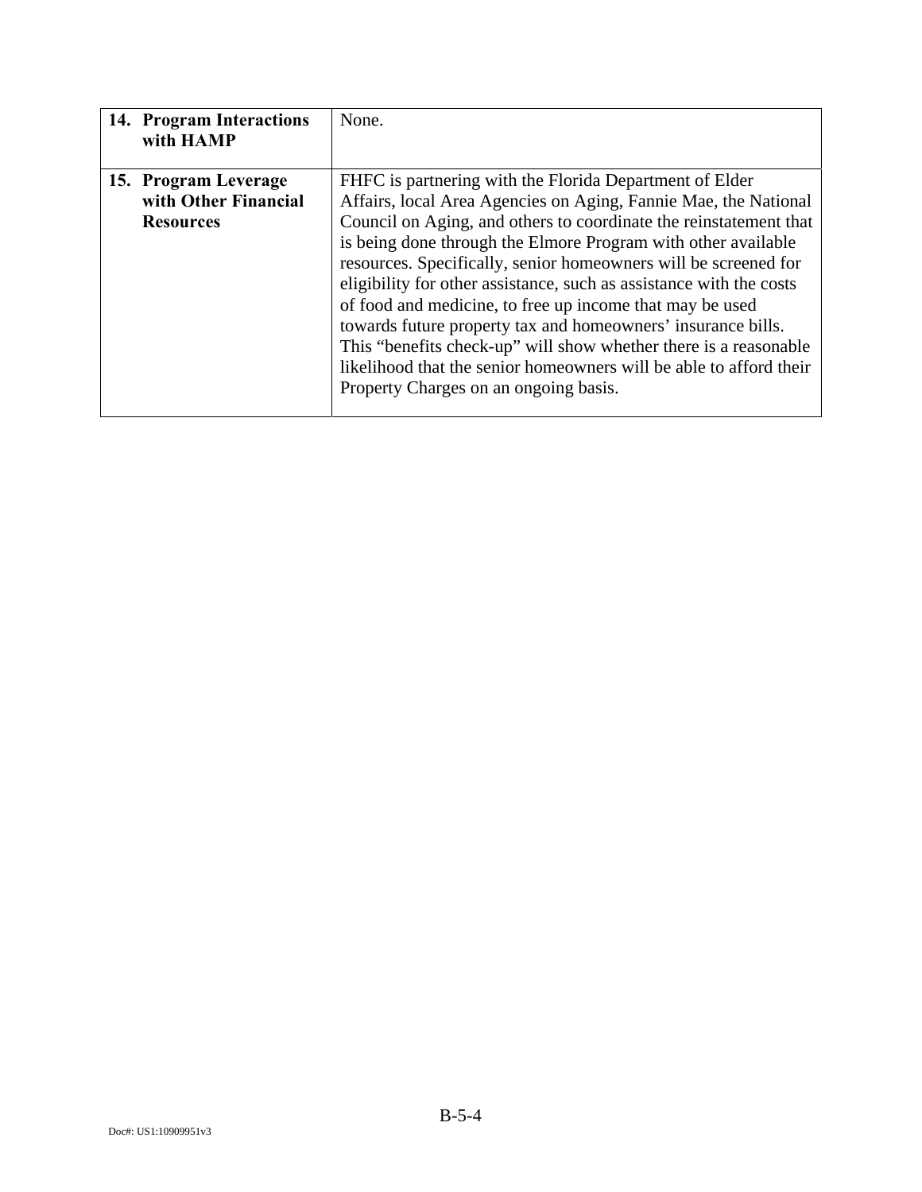| | |
|---|---|
| **14. Program Interactions with HAMP** | None. |
| **15. Program Leverage with Other Financial Resources** | FHFC is partnering with the Florida Department of Elder Affairs, local Area Agencies on Aging, Fannie Mae, the National Council on Aging, and others to coordinate the reinstatement that is being done through the Elmore Program with other available resources. Specifically, senior homeowners will be screened for eligibility for other assistance, such as assistance with the costs of food and medicine, to free up income that may be used towards future property tax and homeowners' insurance bills. This "benefits check-up" will show whether there is a reasonable likelihood that the senior homeowners will be able to afford their Property Charges on an ongoing basis. |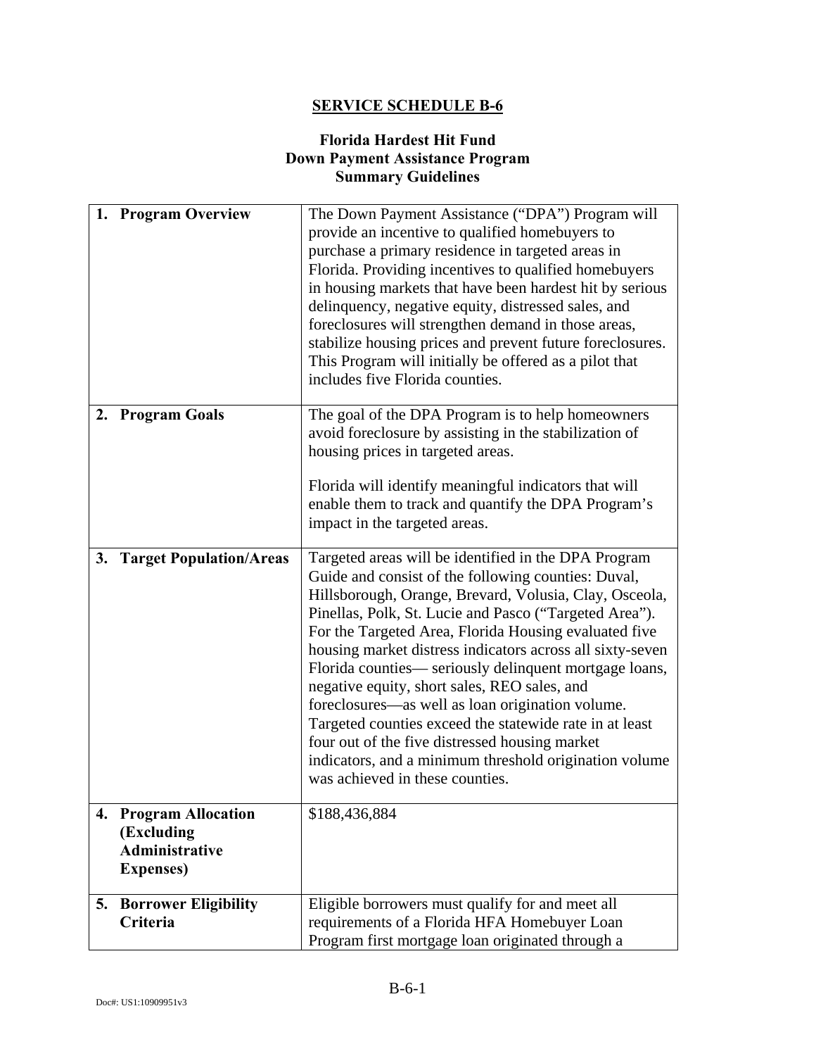# SERVICE SCHEDULE B-6

## Florida Hardest Hit Fund
## Down Payment Assistance Program
## Summary Guidelines

| | |
|---|---|
| **1. Program Overview** | The Down Payment Assistance ("DPA") Program will provide an incentive to qualified homebuyers to purchase a primary residence in targeted areas in Florida. Providing incentives to qualified homebuyers in housing markets that have been hardest hit by serious delinquency, negative equity, distressed sales, and foreclosures will strengthen demand in those areas, stabilize housing prices and prevent future foreclosures. This Program will initially be offered as a pilot that includes five Florida counties. |
| **2. Program Goals** | The goal of the DPA Program is to help homeowners avoid foreclosure by assisting in the stabilization of housing prices in targeted areas.<br><br>Florida will identify meaningful indicators that will enable them to track and quantify the DPA Program's impact in the targeted areas. |
| **3. Target Population/Areas** | Targeted areas will be identified in the DPA Program Guide and consist of the following counties: Duval, Hillsborough, Orange, Brevard, Volusia, Clay, Osceola, Pinellas, Polk, St. Lucie and Pasco ("Targeted Area"). For the Targeted Area, Florida Housing evaluated five housing market distress indicators across all sixty-seven Florida counties— seriously delinquent mortgage loans, negative equity, short sales, REO sales, and foreclosures—as well as loan origination volume. Targeted counties exceed the statewide rate in at least four out of the five distressed housing market indicators, and a minimum threshold origination volume was achieved in these counties. |
| **4. Program Allocation (Excluding Administrative Expenses)** | $188,436,884 |
| **5. Borrower Eligibility Criteria** | Eligible borrowers must qualify for and meet all requirements of a Florida HFA Homebuyer Loan Program first mortgage loan originated through a |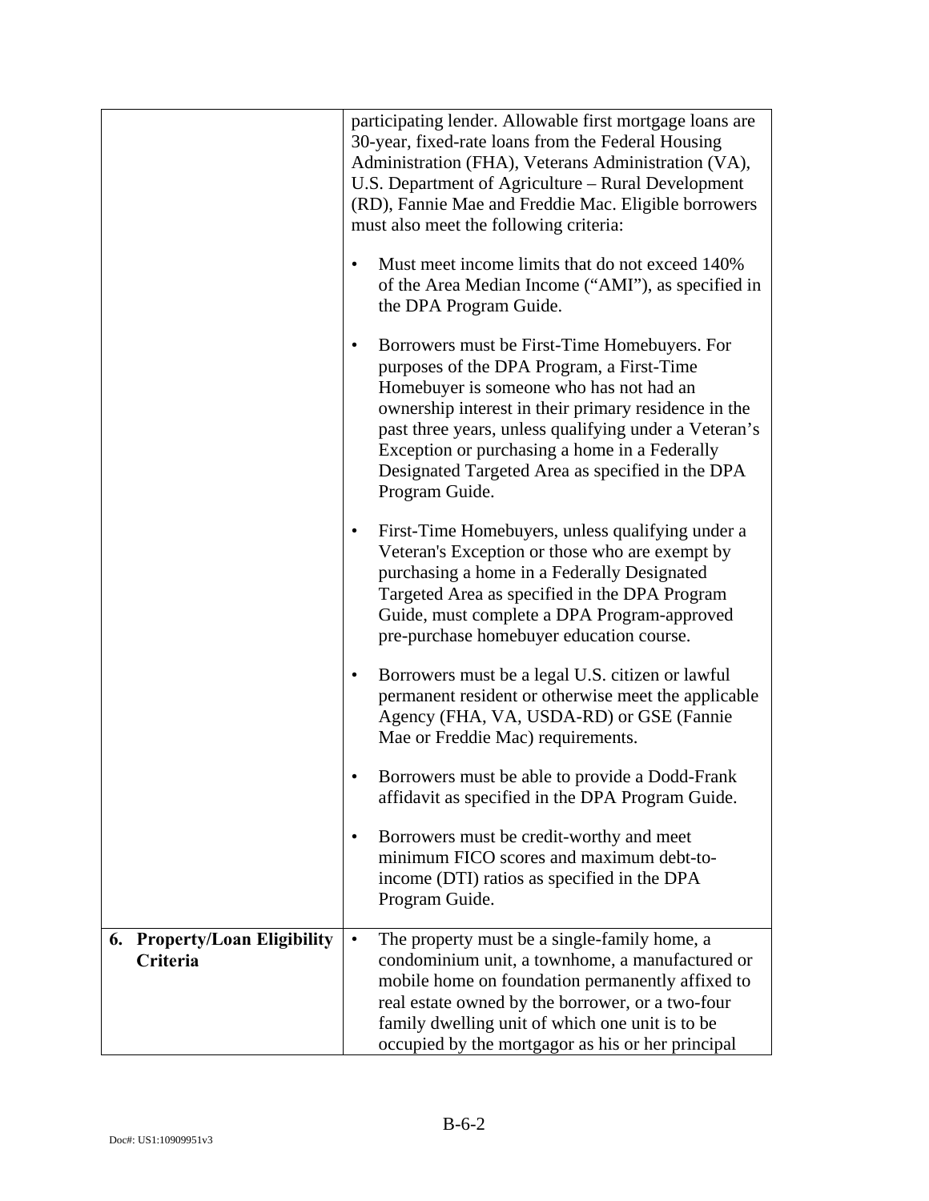| | |
|---|---|
| | participating lender. Allowable first mortgage loans are 30-year, fixed-rate loans from the Federal Housing Administration (FHA), Veterans Administration (VA), U.S. Department of Agriculture – Rural Development (RD), Fannie Mae and Freddie Mac. Eligible borrowers must also meet the following criteria:<br><br>• Must meet income limits that do not exceed 140% of the Area Median Income ("AMI"), as specified in the DPA Program Guide.<br><br>• Borrowers must be First-Time Homebuyers. For purposes of the DPA Program, a First-Time Homebuyer is someone who has not had an ownership interest in their primary residence in the past three years, unless qualifying under a Veteran's Exception or purchasing a home in a Federally Designated Targeted Area as specified in the DPA Program Guide.<br><br>• First-Time Homebuyers, unless qualifying under a Veteran's Exception or those who are exempt by purchasing a home in a Federally Designated Targeted Area as specified in the DPA Program Guide, must complete a DPA Program-approved pre-purchase homebuyer education course.<br><br>• Borrowers must be a legal U.S. citizen or lawful permanent resident or otherwise meet the applicable Agency (FHA, VA, USDA-RD) or GSE (Fannie Mae or Freddie Mac) requirements.<br><br>• Borrowers must be able to provide a Dodd-Frank affidavit as specified in the DPA Program Guide.<br><br>• Borrowers must be credit-worthy and meet minimum FICO scores and maximum debt-to-income (DTI) ratios as specified in the DPA Program Guide. |
| **6. Property/Loan Eligibility Criteria** | • The property must be a single-family home, a condominium unit, a townhome, a manufactured or mobile home on foundation permanently affixed to real estate owned by the borrower, or a two-four family dwelling unit of which one unit is to be occupied by the mortgagor as his or her principal |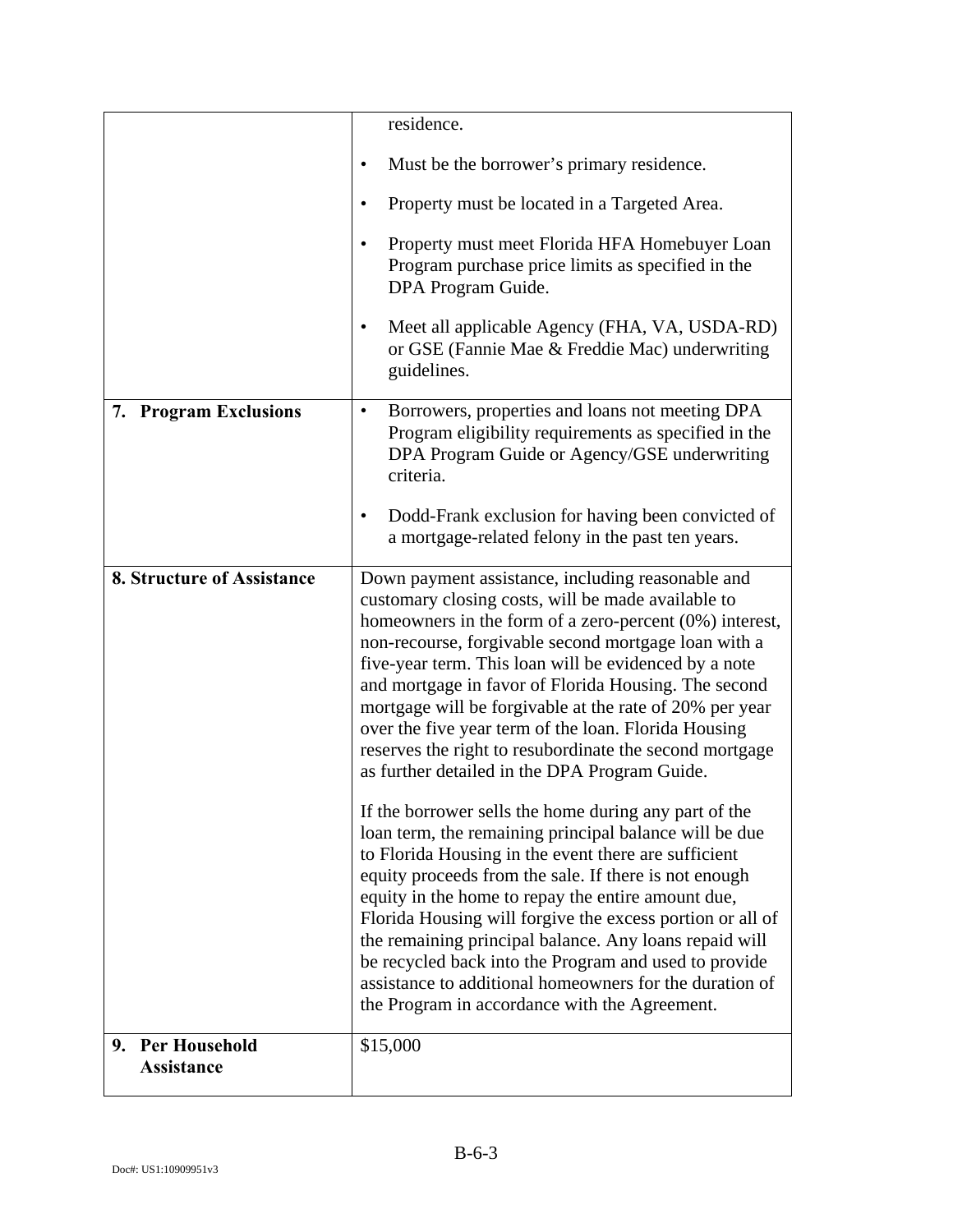| | |
|---|---|
| | residence.<br><br>• Must be the borrower's primary residence.<br><br>• Property must be located in a Targeted Area.<br><br>• Property must meet Florida HFA Homebuyer Loan Program purchase price limits as specified in the DPA Program Guide.<br><br>• Meet all applicable Agency (FHA, VA, USDA-RD) or GSE (Fannie Mae & Freddie Mac) underwriting guidelines. |
| **7. Program Exclusions** | • Borrowers, properties and loans not meeting DPA Program eligibility requirements as specified in the DPA Program Guide or Agency/GSE underwriting criteria.<br><br>• Dodd-Frank exclusion for having been convicted of a mortgage-related felony in the past ten years. |
| **8. Structure of Assistance** | Down payment assistance, including reasonable and customary closing costs, will be made available to homeowners in the form of a zero-percent (0%) interest, non-recourse, forgivable second mortgage loan with a five-year term. This loan will be evidenced by a note and mortgage in favor of Florida Housing. The second mortgage will be forgivable at the rate of 20% per year over the five year term of the loan. Florida Housing reserves the right to resubordinate the second mortgage as further detailed in the DPA Program Guide.<br><br>If the borrower sells the home during any part of the loan term, the remaining principal balance will be due to Florida Housing in the event there are sufficient equity proceeds from the sale. If there is not enough equity in the home to repay the entire amount due, Florida Housing will forgive the excess portion or all of the remaining principal balance. Any loans repaid will be recycled back into the Program and used to provide assistance to additional homeowners for the duration of the Program in accordance with the Agreement. |
| **9. Per Household Assistance** | $15,000 |

B-6-3

Doc#: US1:10909951v3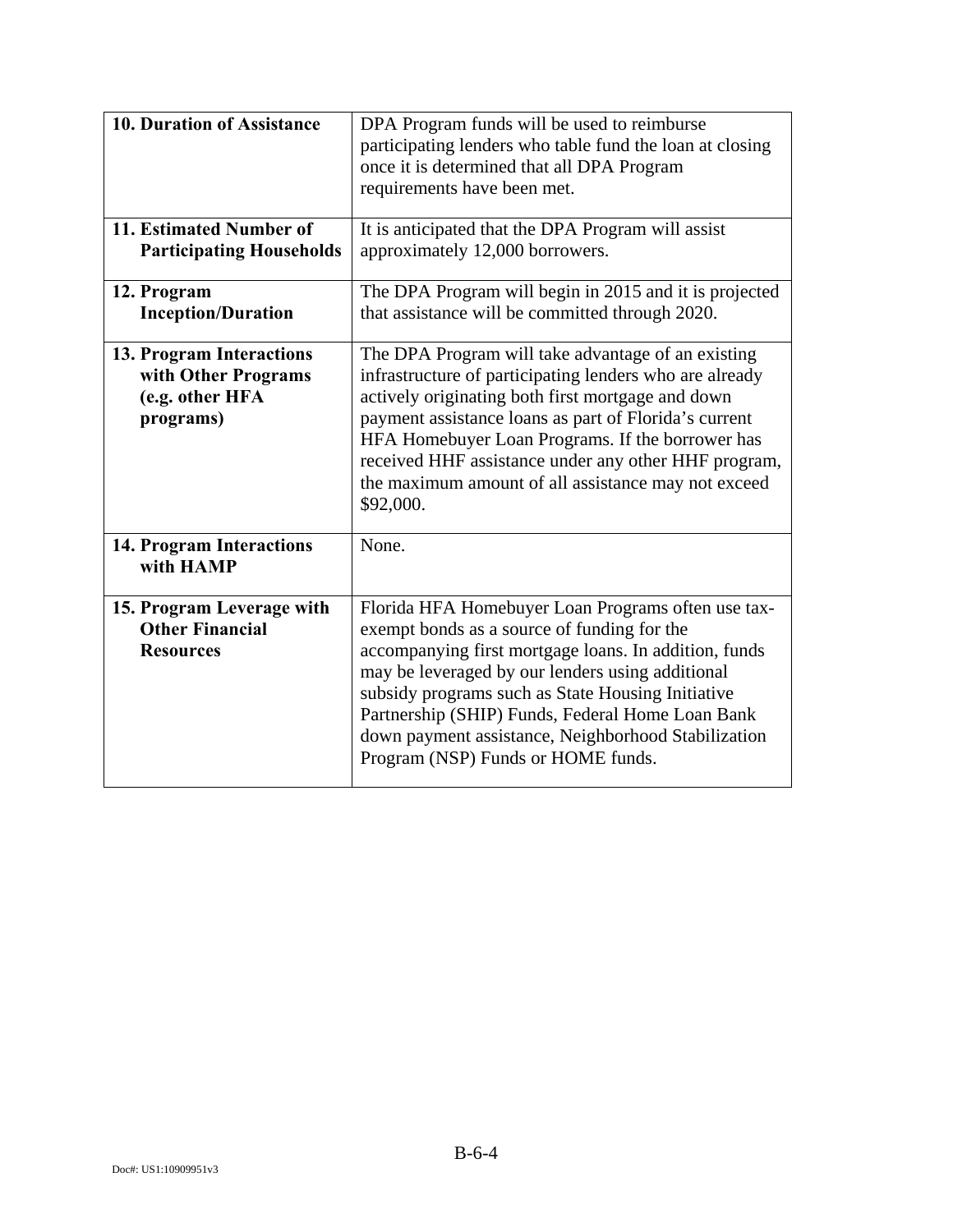| | |
|---|---|
| **10. Duration of Assistance** | DPA Program funds will be used to reimburse participating lenders who table fund the loan at closing once it is determined that all DPA Program requirements have been met. |
| **11. Estimated Number of Participating Households** | It is anticipated that the DPA Program will assist approximately 12,000 borrowers. |
| **12. Program Inception/Duration** | The DPA Program will begin in 2015 and it is projected that assistance will be committed through 2020. |
| **13. Program Interactions with Other Programs (e.g. other HFA programs)** | The DPA Program will take advantage of an existing infrastructure of participating lenders who are already actively originating both first mortgage and down payment assistance loans as part of Florida's current HFA Homebuyer Loan Programs. If the borrower has received HHF assistance under any other HHF program, the maximum amount of all assistance may not exceed $92,000. |
| **14. Program Interactions with HAMP** | None. |
| **15. Program Leverage with Other Financial Resources** | Florida HFA Homebuyer Loan Programs often use tax-exempt bonds as a source of funding for the accompanying first mortgage loans. In addition, funds may be leveraged by our lenders using additional subsidy programs such as State Housing Initiative Partnership (SHIP) Funds, Federal Home Loan Bank down payment assistance, Neighborhood Stabilization Program (NSP) Funds or HOME funds. |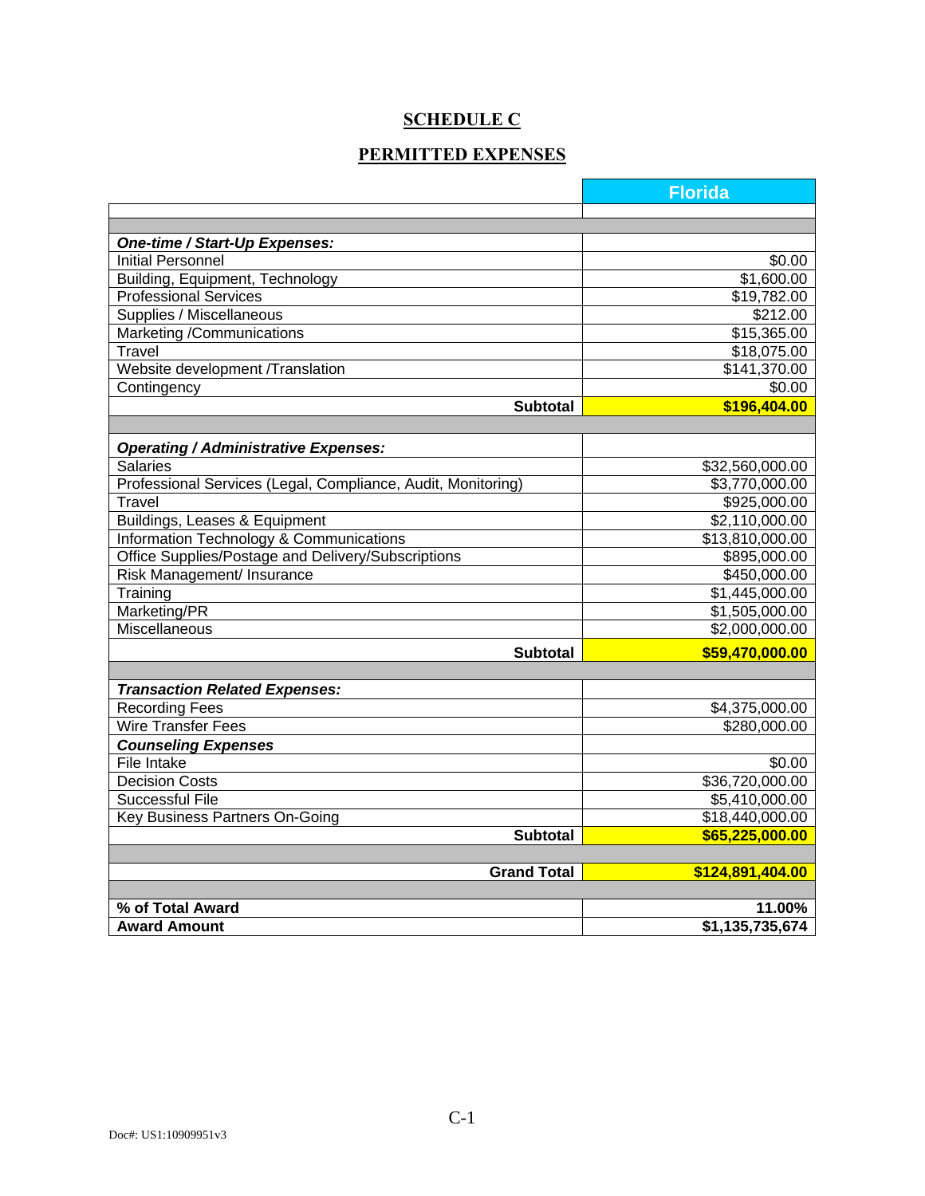# SCHEDULE C

## PERMITTED EXPENSES

| | Florida |
|---|---|
| | |
| ***One-time / Start-Up Expenses:*** | |
| Initial Personnel | $0.00 |
| Building, Equipment, Technology | $1,600.00 |
| Professional Services | $19,782.00 |
| Supplies / Miscellaneous | $212.00 |
| Marketing /Communications | $15,365.00 |
| Travel | $18,075.00 |
| Website development /Translation | $141,370.00 |
| Contingency | $0.00 |
| **Subtotal** | **$196,404.00** |
| | |
| ***Operating / Administrative Expenses:*** | |
| Salaries | $32,560,000.00 |
| Professional Services (Legal, Compliance, Audit, Monitoring) | $3,770,000.00 |
| Travel | $925,000.00 |
| Buildings, Leases & Equipment | $2,110,000.00 |
| Information Technology & Communications | $13,810,000.00 |
| Office Supplies/Postage and Delivery/Subscriptions | $895,000.00 |
| Risk Management/ Insurance | $450,000.00 |
| Training | $1,445,000.00 |
| Marketing/PR | $1,505,000.00 |
| Miscellaneous | $2,000,000.00 |
| **Subtotal** | **$59,470,000.00** |
| | |
| ***Transaction Related Expenses:*** | |
| Recording Fees | $4,375,000.00 |
| Wire Transfer Fees | $280,000.00 |
| ***Counseling Expenses*** | |
| File Intake | $0.00 |
| Decision Costs | $36,720,000.00 |
| Successful File | $5,410,000.00 |
| Key Business Partners On-Going | $18,440,000.00 |
| **Subtotal** | **$65,225,000.00** |
| | |
| **Grand Total** | **$124,891,404.00** |
| | |
| **% of Total Award** | **11.00%** |
| **Award Amount** | **$1,135,735,674** |

C-1

Doc#: US1:10909951v3